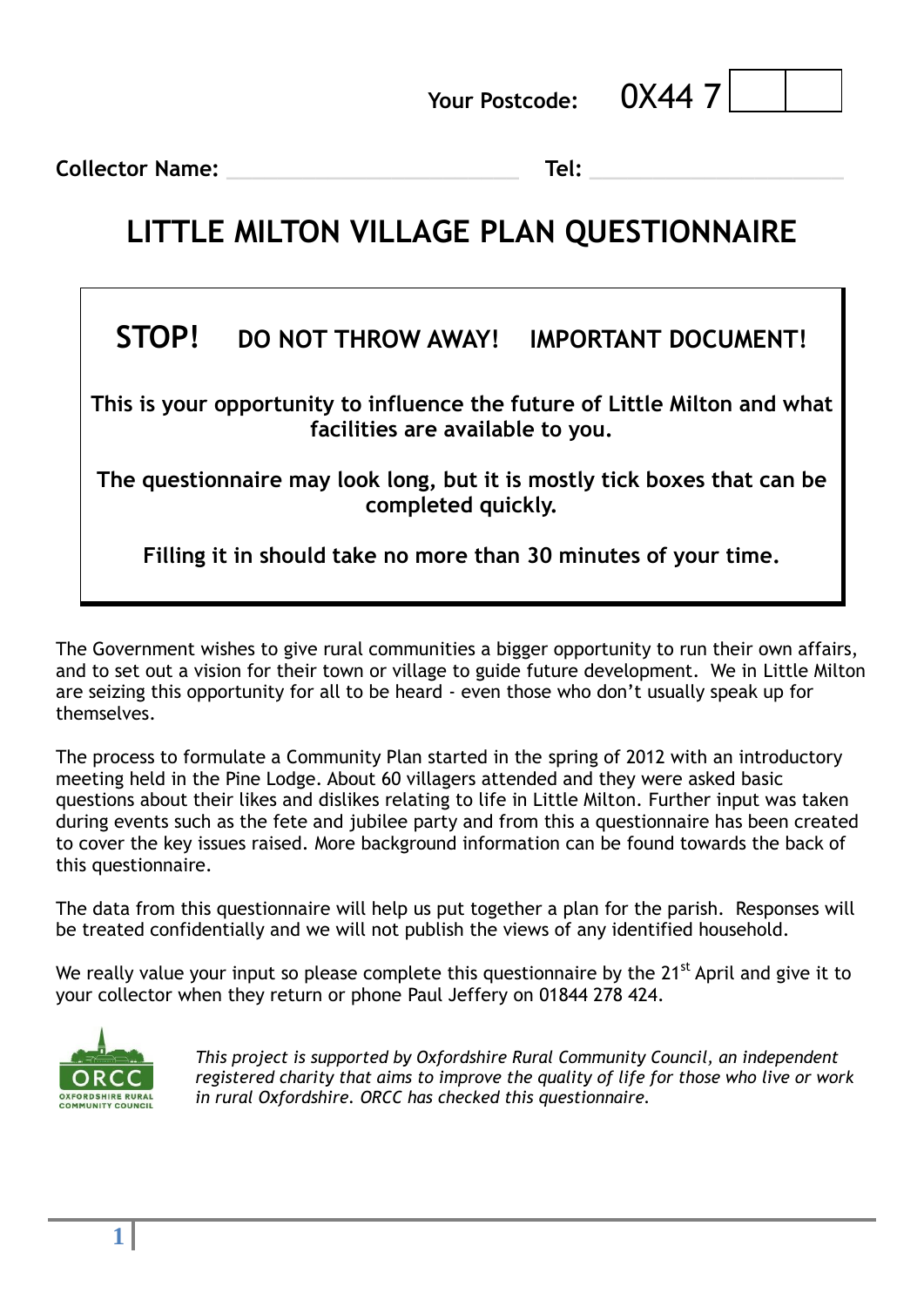**Your Postcode:** 0X44 7 [ ] [ ]

**Collector Name:** ______________________ **Tel:** ____________________

# LITTLE MILTON VILLAGE PLAN QUESTIONNAIRE

**STOP! DO NOT THROW AWAY! IMPORTANT DOCUMENT!**

**This is your opportunity to influence the future of Little Milton and what facilities are available to you.**

**The questionnaire may look long, but it is mostly tick boxes that can be completed quickly.**

**Filling it in should take no more than 30 minutes of your time.**

The Government wishes to give rural communities a bigger opportunity to run their own affairs, and to set out a vision for their town or village to guide future development. We in Little Milton are seizing this opportunity for all to be heard - even those who don't usually speak up for themselves.

The process to formulate a Community Plan started in the spring of 2012 with an introductory meeting held in the Pine Lodge. About 60 villagers attended and they were asked basic questions about their likes and dislikes relating to life in Little Milton. Further input was taken during events such as the fete and jubilee party and from this a questionnaire has been created to cover the key issues raised. More background information can be found towards the back of this questionnaire.

The data from this questionnaire will help us put together a plan for the parish. Responses will be treated confidentially and we will not publish the views of any identified household.

We really value your input so please complete this questionnaire by the 21st April and give it to your collector when they return or phone Paul Jeffery on 01844 278 424.

ORCC
OXFORDSHIRE RURAL COMMUNITY COUNCIL

*This project is supported by Oxfordshire Rural Community Council, an independent registered charity that aims to improve the quality of life for those who live or work in rural Oxfordshire. ORCC has checked this questionnaire.*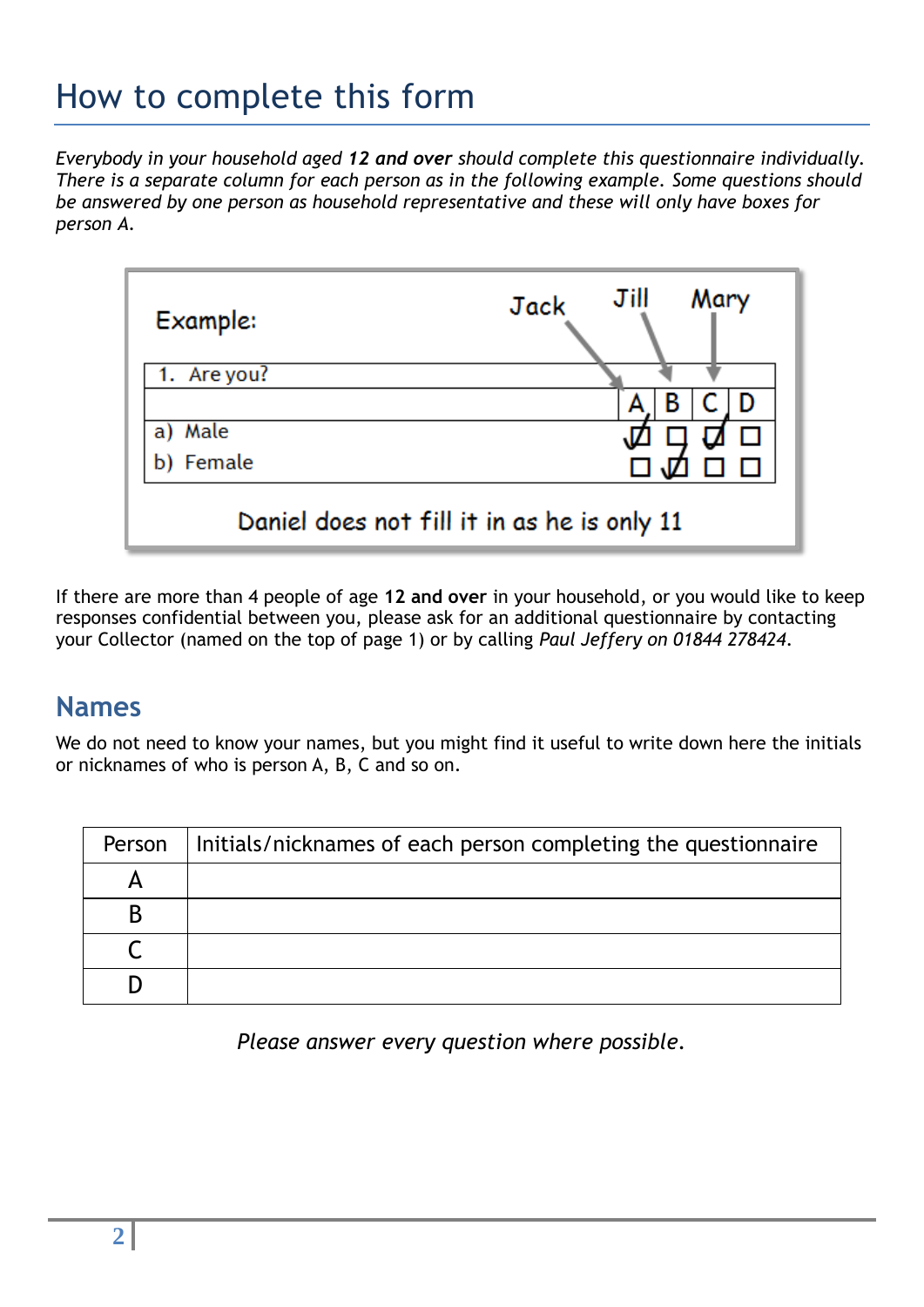# How to complete this form

*Everybody in your household aged **12 and over** should complete this questionnaire individually. There is a separate column for each person as in the following example. Some questions should be answered by one person as household representative and these will only have boxes for person A.*

Example:

Jack → A, Jill → B, Mary → C

| 1. Are you? | | | | |
|---|---|---|---|---|
| | A | B | C | D |
| a) Male | ☑ | ☐ | ☑ | ☐ |
| b) Female | ☐ | ☑ | ☐ | ☐ |

Daniel does not fill it in as he is only 11

If there are more than 4 people of age **12 and over** in your household, or you would like to keep responses confidential between you, please ask for an additional questionnaire by contacting your Collector (named on the top of page 1) or by calling *Paul Jeffery on 01844 278424*.

## Names

We do not need to know your names, but you might find it useful to write down here the initials or nicknames of who is person A, B, C and so on.

| Person | Initials/nicknames of each person completing the questionnaire |
|---|---|
| A | |
| B | |
| C | |
| D | |

*Please answer every question where possible.*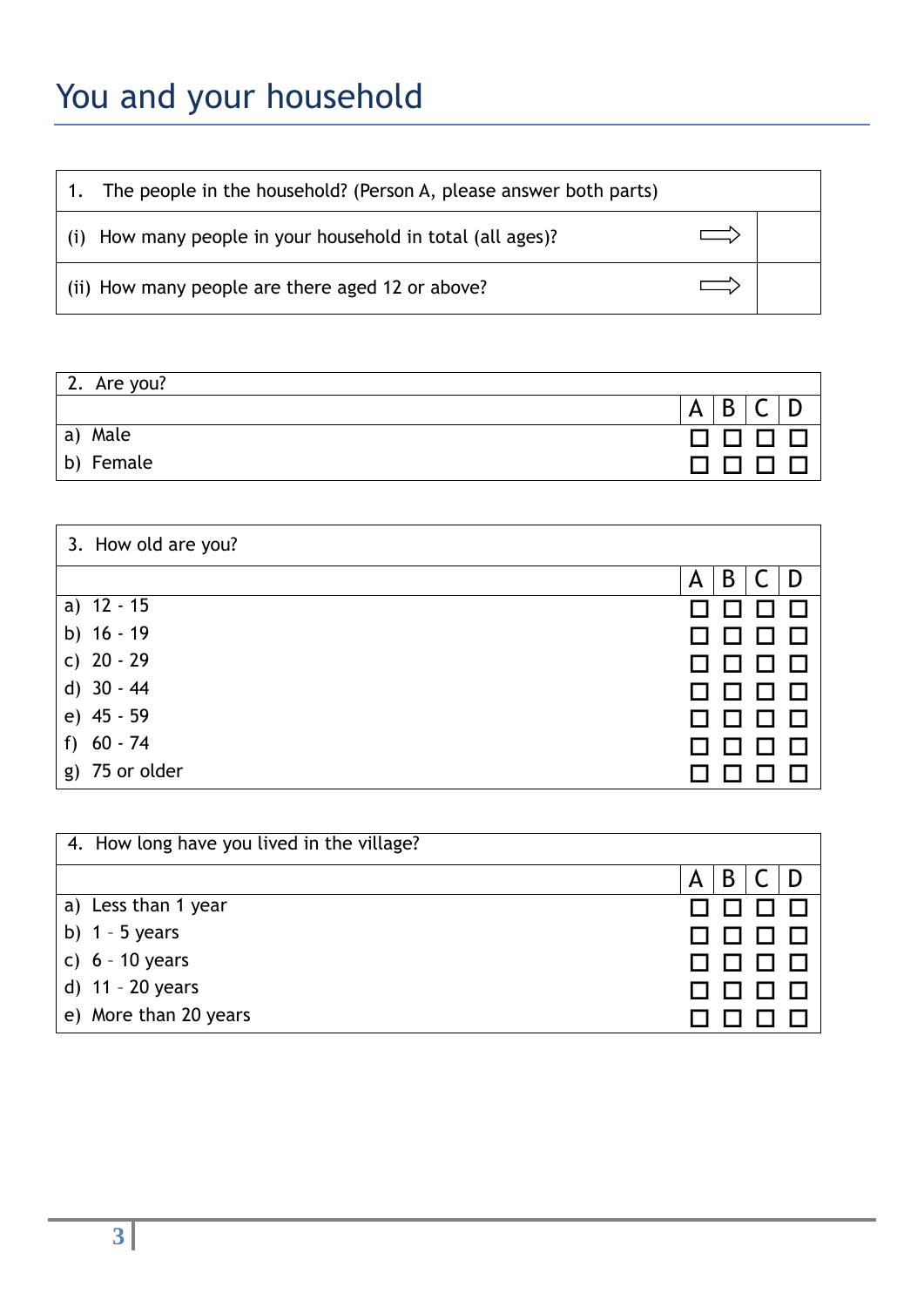# You and your household

| 1. The people in the household? (Person A, please answer both parts) | | |
|---|---|---|
| (i) How many people in your household in total (all ages)? | ⇨ | |
| (ii) How many people are there aged 12 or above? | ⇨ | |

| 2. Are you? | | | | |
|---|---|---|---|---|
| | A | B | C | D |
| a) Male | ☐ | ☐ | ☐ | ☐ |
| b) Female | ☐ | ☐ | ☐ | ☐ |

| 3. How old are you? | | | | |
|---|---|---|---|---|
| | A | B | C | D |
| a) 12 - 15 | ☐ | ☐ | ☐ | ☐ |
| b) 16 - 19 | ☐ | ☐ | ☐ | ☐ |
| c) 20 - 29 | ☐ | ☐ | ☐ | ☐ |
| d) 30 - 44 | ☐ | ☐ | ☐ | ☐ |
| e) 45 - 59 | ☐ | ☐ | ☐ | ☐ |
| f) 60 - 74 | ☐ | ☐ | ☐ | ☐ |
| g) 75 or older | ☐ | ☐ | ☐ | ☐ |

| 4. How long have you lived in the village? | | | | |
|---|---|---|---|---|
| | A | B | C | D |
| a) Less than 1 year | ☐ | ☐ | ☐ | ☐ |
| b) 1 – 5 years | ☐ | ☐ | ☐ | ☐ |
| c) 6 – 10 years | ☐ | ☐ | ☐ | ☐ |
| d) 11 – 20 years | ☐ | ☐ | ☐ | ☐ |
| e) More than 20 years | ☐ | ☐ | ☐ | ☐ |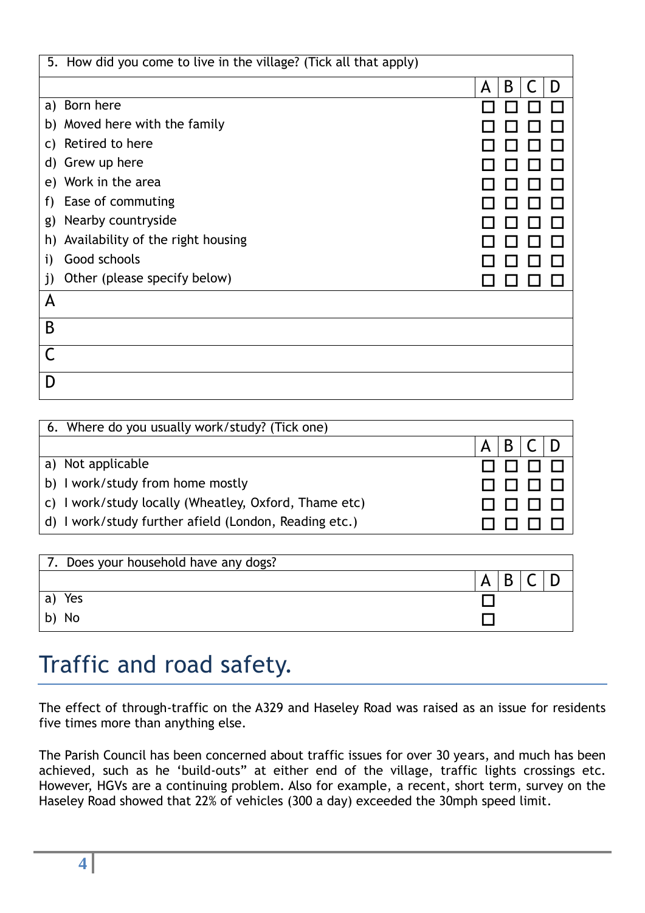| 5. How did you come to live in the village? (Tick all that apply) | | | | |
|---|---|---|---|---|
| | A | B | C | D |
| a) Born here | ☐ | ☐ | ☐ | ☐ |
| b) Moved here with the family | ☐ | ☐ | ☐ | ☐ |
| c) Retired to here | ☐ | ☐ | ☐ | ☐ |
| d) Grew up here | ☐ | ☐ | ☐ | ☐ |
| e) Work in the area | ☐ | ☐ | ☐ | ☐ |
| f) Ease of commuting | ☐ | ☐ | ☐ | ☐ |
| g) Nearby countryside | ☐ | ☐ | ☐ | ☐ |
| h) Availability of the right housing | ☐ | ☐ | ☐ | ☐ |
| i) Good schools | ☐ | ☐ | ☐ | ☐ |
| j) Other (please specify below) | ☐ | ☐ | ☐ | ☐ |
| A | | | | |
| B | | | | |
| C | | | | |
| D | | | | |

| 6. Where do you usually work/study? (Tick one) | | | | |
|---|---|---|---|---|
| | A | B | C | D |
| a) Not applicable | ☐ | ☐ | ☐ | ☐ |
| b) I work/study from home mostly | ☐ | ☐ | ☐ | ☐ |
| c) I work/study locally (Wheatley, Oxford, Thame etc) | ☐ | ☐ | ☐ | ☐ |
| d) I work/study further afield (London, Reading etc.) | ☐ | ☐ | ☐ | ☐ |

| 7. Does your household have any dogs? | | | | |
|---|---|---|---|---|
| | A | B | C | D |
| a) Yes | ☐ | | | |
| b) No | ☐ | | | |

# Traffic and road safety.

The effect of through-traffic on the A329 and Haseley Road was raised as an issue for residents five times more than anything else.

The Parish Council has been concerned about traffic issues for over 30 years, and much has been achieved, such as he 'build-outs" at either end of the village, traffic lights crossings etc. However, HGVs are a continuing problem. Also for example, a recent, short term, survey on the Haseley Road showed that 22% of vehicles (300 a day) exceeded the 30mph speed limit.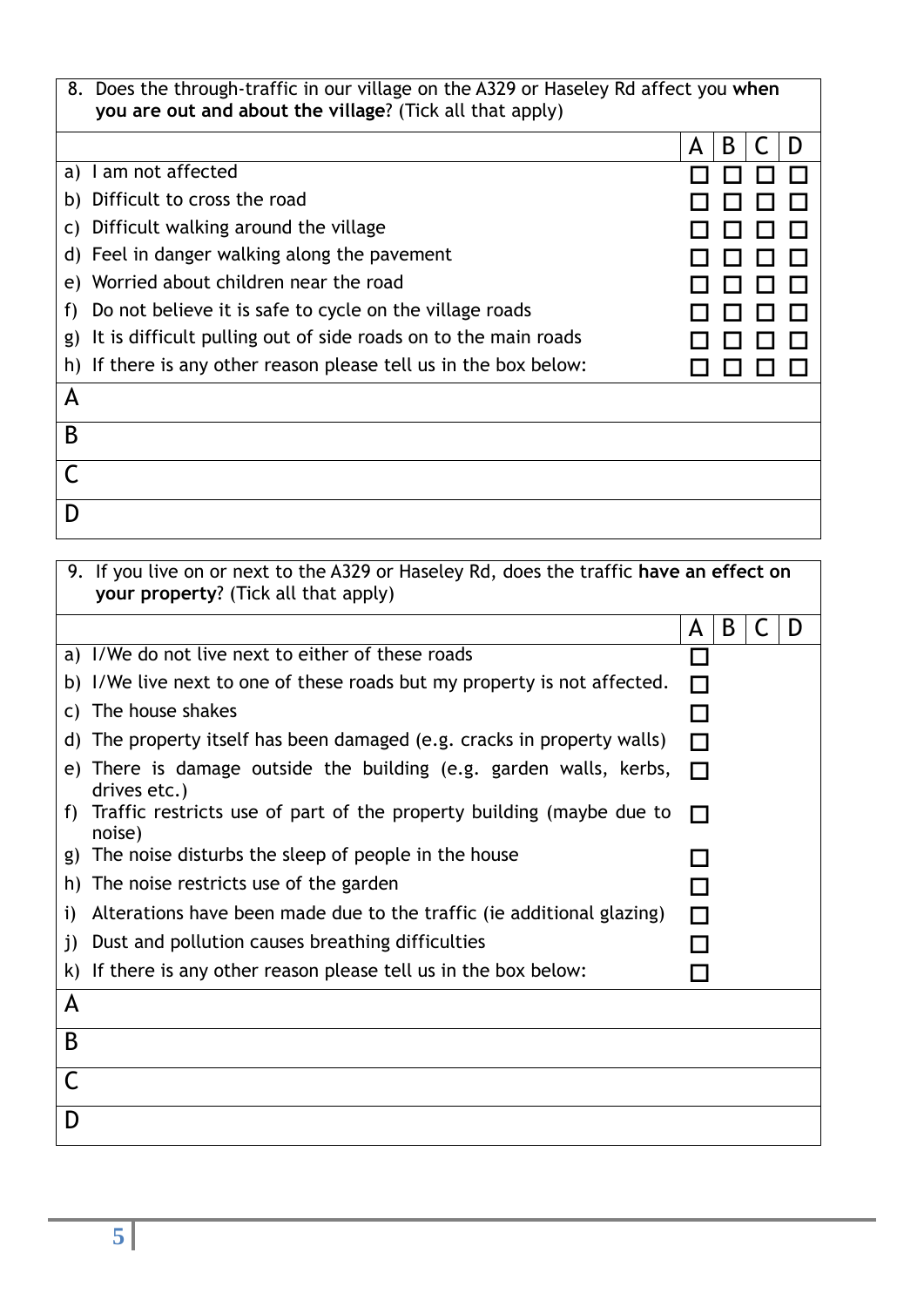| 8. Does the through-traffic in our village on the A329 or Haseley Rd affect you **when you are out and about the village**? (Tick all that apply) | | | | |
|---|---|---|---|---|
| | A | B | C | D |
| a) I am not affected | ☐ | ☐ | ☐ | ☐ |
| b) Difficult to cross the road | ☐ | ☐ | ☐ | ☐ |
| c) Difficult walking around the village | ☐ | ☐ | ☐ | ☐ |
| d) Feel in danger walking along the pavement | ☐ | ☐ | ☐ | ☐ |
| e) Worried about children near the road | ☐ | ☐ | ☐ | ☐ |
| f) Do not believe it is safe to cycle on the village roads | ☐ | ☐ | ☐ | ☐ |
| g) It is difficult pulling out of side roads on to the main roads | ☐ | ☐ | ☐ | ☐ |
| h) If there is any other reason please tell us in the box below: | ☐ | ☐ | ☐ | ☐ |
| A | | | | |
| B | | | | |
| C | | | | |
| D | | | | |

| 9. If you live on or next to the A329 or Haseley Rd, does the traffic **have an effect on your property**? (Tick all that apply) | | | | |
|---|---|---|---|---|
| | A | B | C | D |
| a) I/We do not live next to either of these roads | ☐ | | | |
| b) I/We live next to one of these roads but my property is not affected. | ☐ | | | |
| c) The house shakes | ☐ | | | |
| d) The property itself has been damaged (e.g. cracks in property walls) | ☐ | | | |
| e) There is damage outside the building (e.g. garden walls, kerbs, drives etc.) | ☐ | | | |
| f) Traffic restricts use of part of the property building (maybe due to noise) | ☐ | | | |
| g) The noise disturbs the sleep of people in the house | ☐ | | | |
| h) The noise restricts use of the garden | ☐ | | | |
| i) Alterations have been made due to the traffic (ie additional glazing) | ☐ | | | |
| j) Dust and pollution causes breathing difficulties | ☐ | | | |
| k) If there is any other reason please tell us in the box below: | ☐ | | | |
| A | | | | |
| B | | | | |
| C | | | | |
| D | | | | |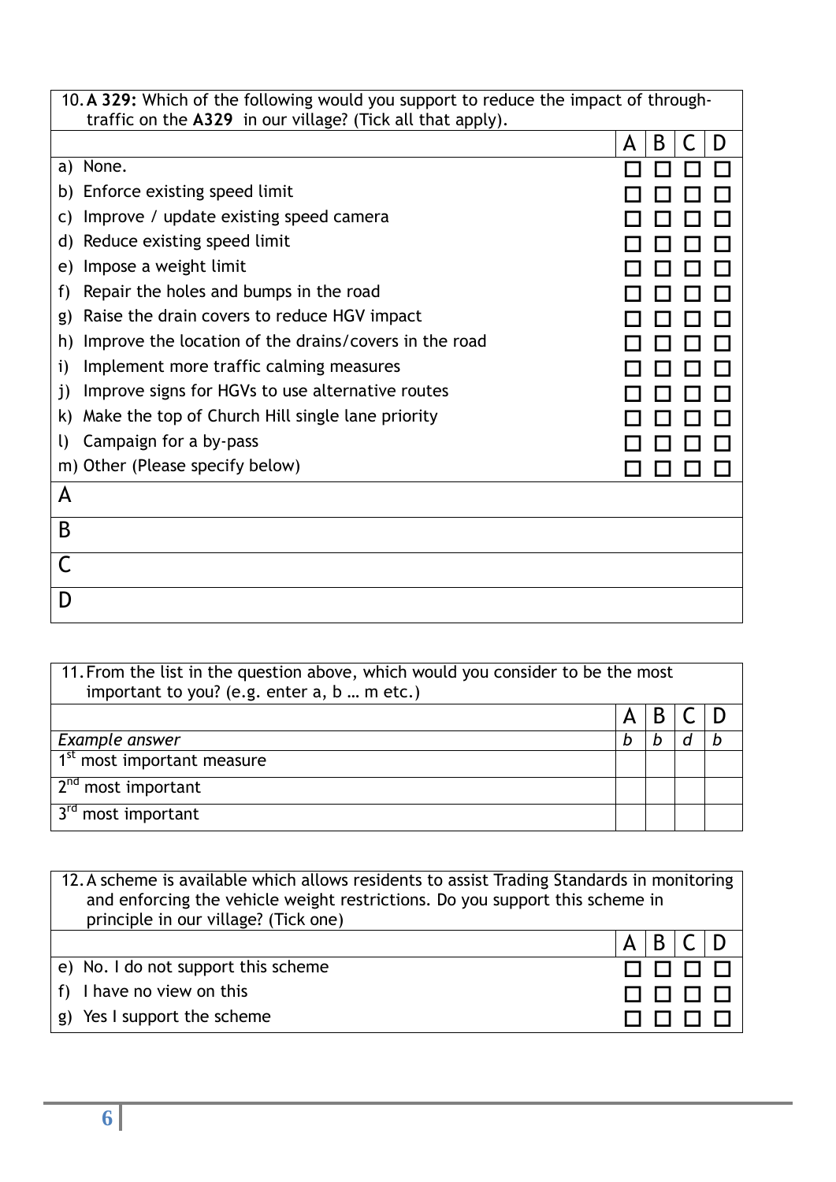| 10. **A 329:** Which of the following would you support to reduce the impact of through-traffic on the **A329** in our village? (Tick all that apply). | | | | |
|---|---|---|---|---|
| | A | B | C | D |
| a) None. | ☐ | ☐ | ☐ | ☐ |
| b) Enforce existing speed limit | ☐ | ☐ | ☐ | ☐ |
| c) Improve / update existing speed camera | ☐ | ☐ | ☐ | ☐ |
| d) Reduce existing speed limit | ☐ | ☐ | ☐ | ☐ |
| e) Impose a weight limit | ☐ | ☐ | ☐ | ☐ |
| f) Repair the holes and bumps in the road | ☐ | ☐ | ☐ | ☐ |
| g) Raise the drain covers to reduce HGV impact | ☐ | ☐ | ☐ | ☐ |
| h) Improve the location of the drains/covers in the road | ☐ | ☐ | ☐ | ☐ |
| i) Implement more traffic calming measures | ☐ | ☐ | ☐ | ☐ |
| j) Improve signs for HGVs to use alternative routes | ☐ | ☐ | ☐ | ☐ |
| k) Make the top of Church Hill single lane priority | ☐ | ☐ | ☐ | ☐ |
| l) Campaign for a by-pass | ☐ | ☐ | ☐ | ☐ |
| m) Other (Please specify below) | ☐ | ☐ | ☐ | ☐ |
| A | | | | |
| B | | | | |
| C | | | | |
| D | | | | |

| 11. From the list in the question above, which would you consider to be the most important to you? (e.g. enter a, b … m etc.) | | | | |
|---|---|---|---|---|
| | A | B | C | D |
| *Example answer* | *b* | *b* | *d* | *b* |
| 1st most important measure | | | | |
| 2nd most important | | | | |
| 3rd most important | | | | |

| 12. A scheme is available which allows residents to assist Trading Standards in monitoring and enforcing the vehicle weight restrictions. Do you support this scheme in principle in our village? (Tick one) | | | | |
|---|---|---|---|---|
| | A | B | C | D |
| e) No. I do not support this scheme | ☐ | ☐ | ☐ | ☐ |
| f) I have no view on this | ☐ | ☐ | ☐ | ☐ |
| g) Yes I support the scheme | ☐ | ☐ | ☐ | ☐ |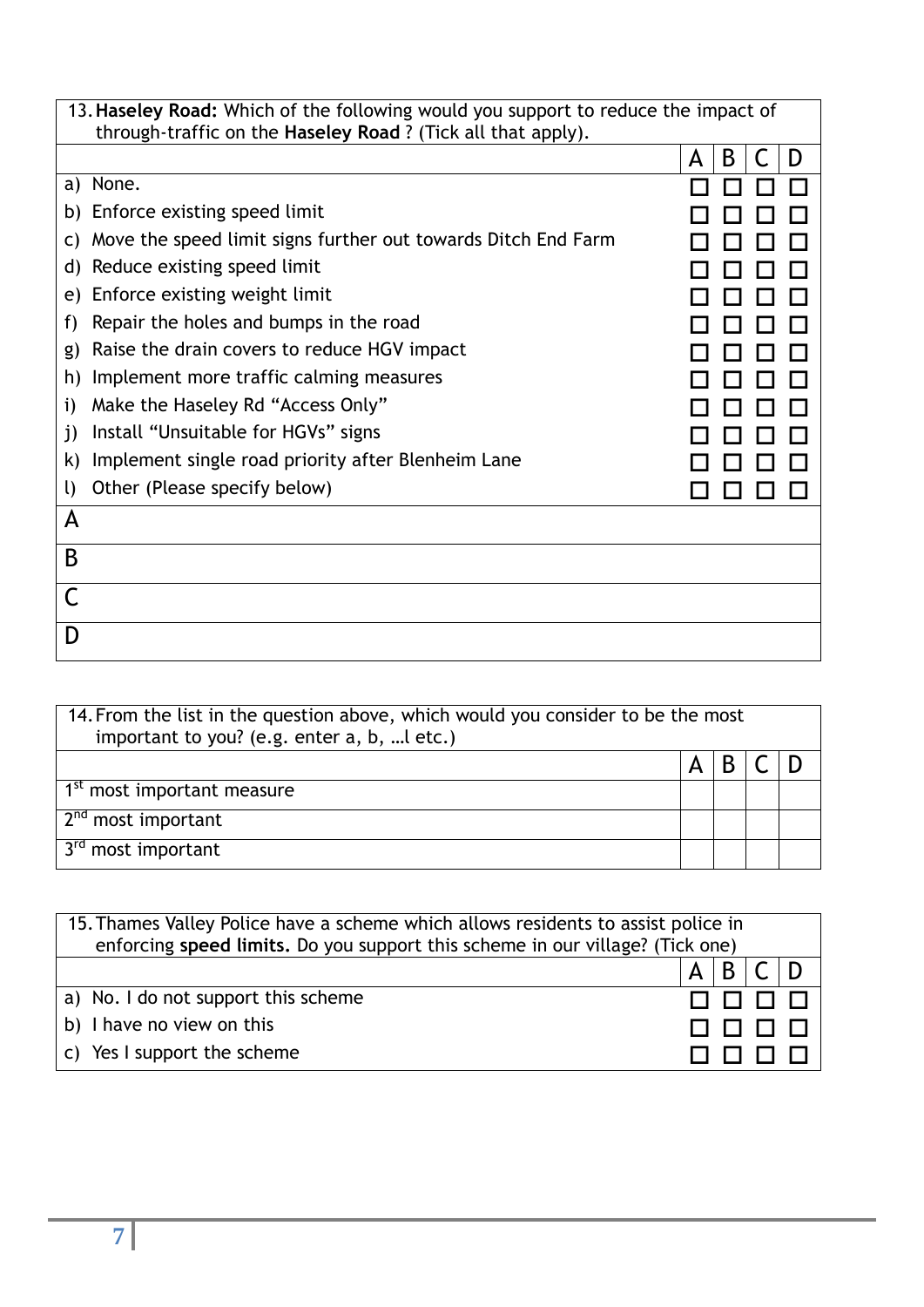| 13. **Haseley Road:** Which of the following would you support to reduce the impact of through-traffic on the **Haseley Road** ? (Tick all that apply). | | | | |
|---|---|---|---|---|
| | A | B | C | D |
| a) None. | ☐ | ☐ | ☐ | ☐ |
| b) Enforce existing speed limit | ☐ | ☐ | ☐ | ☐ |
| c) Move the speed limit signs further out towards Ditch End Farm | ☐ | ☐ | ☐ | ☐ |
| d) Reduce existing speed limit | ☐ | ☐ | ☐ | ☐ |
| e) Enforce existing weight limit | ☐ | ☐ | ☐ | ☐ |
| f) Repair the holes and bumps in the road | ☐ | ☐ | ☐ | ☐ |
| g) Raise the drain covers to reduce HGV impact | ☐ | ☐ | ☐ | ☐ |
| h) Implement more traffic calming measures | ☐ | ☐ | ☐ | ☐ |
| i) Make the Haseley Rd "Access Only" | ☐ | ☐ | ☐ | ☐ |
| j) Install "Unsuitable for HGVs" signs | ☐ | ☐ | ☐ | ☐ |
| k) Implement single road priority after Blenheim Lane | ☐ | ☐ | ☐ | ☐ |
| l) Other (Please specify below) | ☐ | ☐ | ☐ | ☐ |
| A | | | | |
| B | | | | |
| C | | | | |
| D | | | | |

| 14. From the list in the question above, which would you consider to be the most important to you? (e.g. enter a, b, …l etc.) | | | | |
|---|---|---|---|---|
| | A | B | C | D |
| 1st most important measure | | | | |
| 2nd most important | | | | |
| 3rd most important | | | | |

| 15. Thames Valley Police have a scheme which allows residents to assist police in enforcing **speed limits.** Do you support this scheme in our village? (Tick one) | | | | |
|---|---|---|---|---|
| | A | B | C | D |
| a) No. I do not support this scheme | ☐ | ☐ | ☐ | ☐ |
| b) I have no view on this | ☐ | ☐ | ☐ | ☐ |
| c) Yes I support the scheme | ☐ | ☐ | ☐ | ☐ |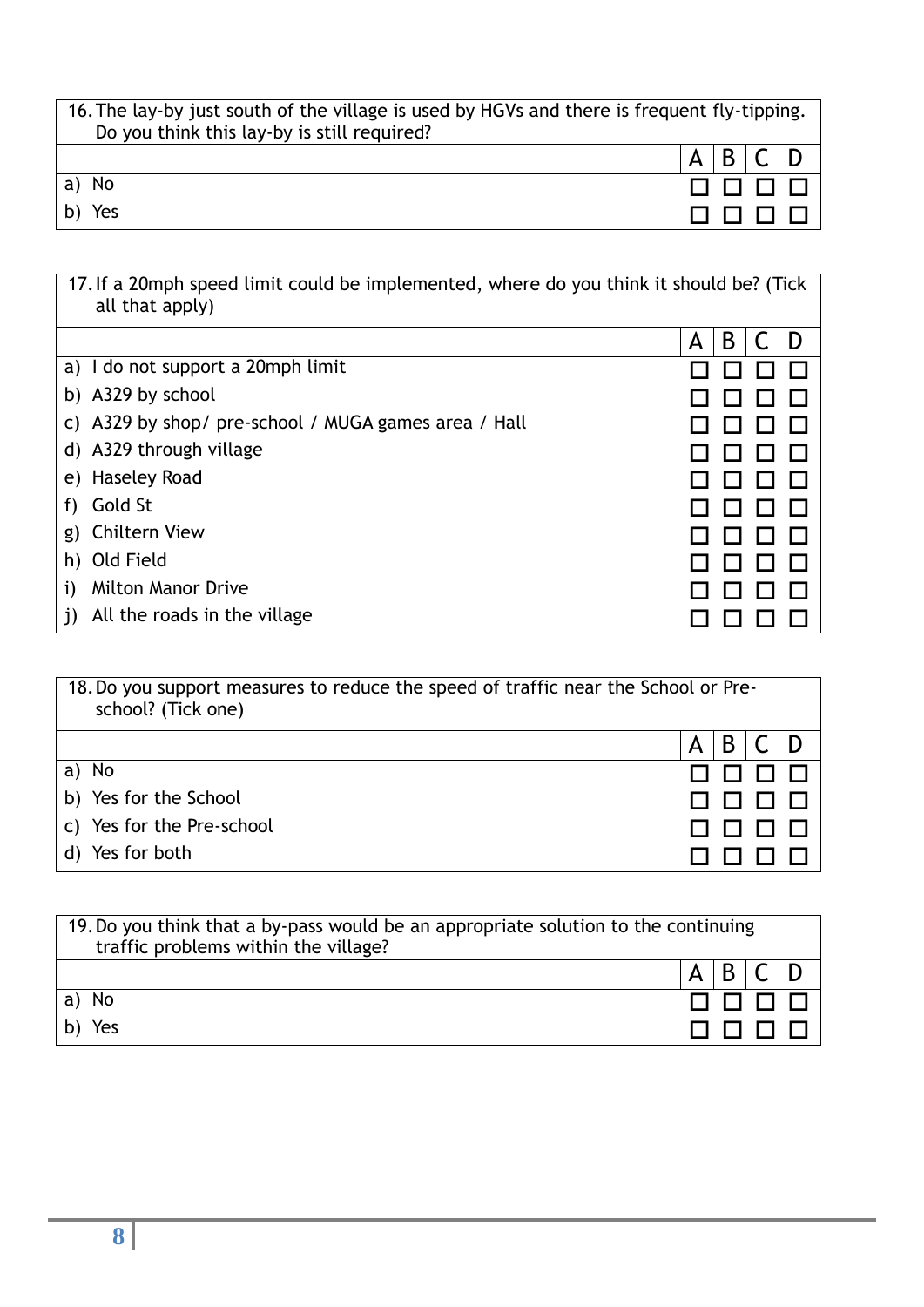| 16. The lay-by just south of the village is used by HGVs and there is frequent fly-tipping. Do you think this lay-by is still required? | | | | |
|---|---|---|---|---|
| | A | B | C | D |
| a) No | ☐ | ☐ | ☐ | ☐ |
| b) Yes | ☐ | ☐ | ☐ | ☐ |

| 17. If a 20mph speed limit could be implemented, where do you think it should be? (Tick all that apply) | | | | |
|---|---|---|---|---|
| | A | B | C | D |
| a) I do not support a 20mph limit | ☐ | ☐ | ☐ | ☐ |
| b) A329 by school | ☐ | ☐ | ☐ | ☐ |
| c) A329 by shop/ pre-school / MUGA games area / Hall | ☐ | ☐ | ☐ | ☐ |
| d) A329 through village | ☐ | ☐ | ☐ | ☐ |
| e) Haseley Road | ☐ | ☐ | ☐ | ☐ |
| f) Gold St | ☐ | ☐ | ☐ | ☐ |
| g) Chiltern View | ☐ | ☐ | ☐ | ☐ |
| h) Old Field | ☐ | ☐ | ☐ | ☐ |
| i) Milton Manor Drive | ☐ | ☐ | ☐ | ☐ |
| j) All the roads in the village | ☐ | ☐ | ☐ | ☐ |

| 18. Do you support measures to reduce the speed of traffic near the School or Pre-school? (Tick one) | | | | |
|---|---|---|---|---|
| | A | B | C | D |
| a) No | ☐ | ☐ | ☐ | ☐ |
| b) Yes for the School | ☐ | ☐ | ☐ | ☐ |
| c) Yes for the Pre-school | ☐ | ☐ | ☐ | ☐ |
| d) Yes for both | ☐ | ☐ | ☐ | ☐ |

| 19. Do you think that a by-pass would be an appropriate solution to the continuing traffic problems within the village? | | | | |
|---|---|---|---|---|
| | A | B | C | D |
| a) No | ☐ | ☐ | ☐ | ☐ |
| b) Yes | ☐ | ☐ | ☐ | ☐ |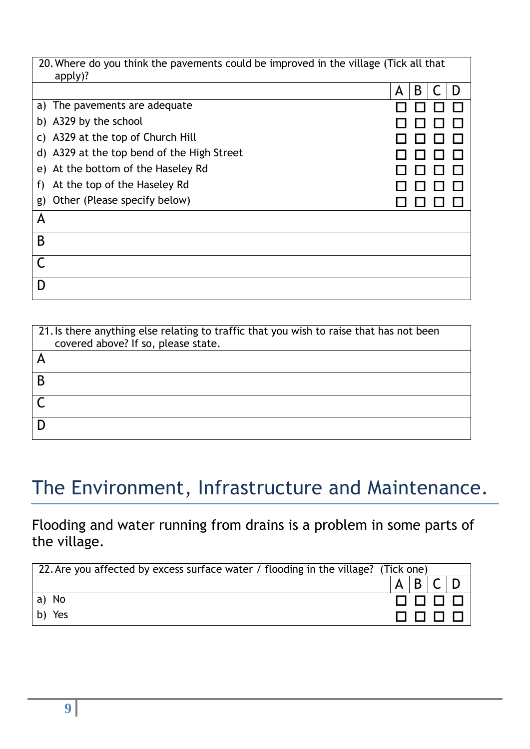| 20. Where do you think the pavements could be improved in the village (Tick all that apply)? | | | | |
|---|---|---|---|---|
| | A | B | C | D |
| a) The pavements are adequate | ☐ | ☐ | ☐ | ☐ |
| b) A329 by the school | ☐ | ☐ | ☐ | ☐ |
| c) A329 at the top of Church Hill | ☐ | ☐ | ☐ | ☐ |
| d) A329 at the top bend of the High Street | ☐ | ☐ | ☐ | ☐ |
| e) At the bottom of the Haseley Rd | ☐ | ☐ | ☐ | ☐ |
| f) At the top of the Haseley Rd | ☐ | ☐ | ☐ | ☐ |
| g) Other (Please specify below) | ☐ | ☐ | ☐ | ☐ |
| A | | | | |
| B | | | | |
| C | | | | |
| D | | | | |

| 21. Is there anything else relating to traffic that you wish to raise that has not been covered above? If so, please state. |
|---|
| A |
| B |
| C |
| D |

# The Environment, Infrastructure and Maintenance.

Flooding and water running from drains is a problem in some parts of the village.

| 22. Are you affected by excess surface water / flooding in the village? (Tick one) | | | | |
|---|---|---|---|---|
| | A | B | C | D |
| a) No | ☐ | ☐ | ☐ | ☐ |
| b) Yes | ☐ | ☐ | ☐ | ☐ |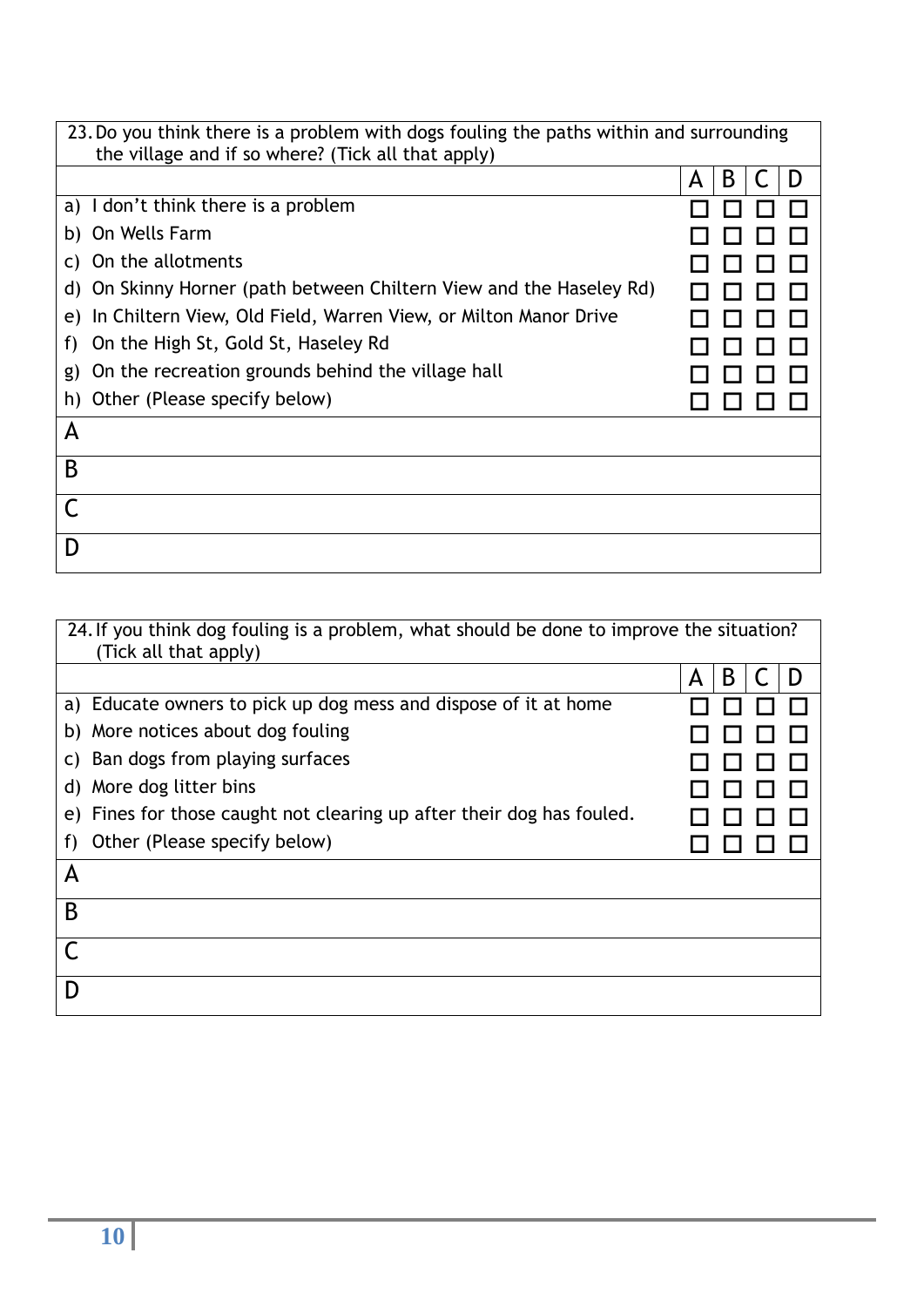| 23. Do you think there is a problem with dogs fouling the paths within and surrounding the village and if so where? (Tick all that apply) | | | | |
|---|---|---|---|---|
| | A | B | C | D |
| a) I don't think there is a problem | ☐ | ☐ | ☐ | ☐ |
| b) On Wells Farm | ☐ | ☐ | ☐ | ☐ |
| c) On the allotments | ☐ | ☐ | ☐ | ☐ |
| d) On Skinny Horner (path between Chiltern View and the Haseley Rd) | ☐ | ☐ | ☐ | ☐ |
| e) In Chiltern View, Old Field, Warren View, or Milton Manor Drive | ☐ | ☐ | ☐ | ☐ |
| f) On the High St, Gold St, Haseley Rd | ☐ | ☐ | ☐ | ☐ |
| g) On the recreation grounds behind the village hall | ☐ | ☐ | ☐ | ☐ |
| h) Other (Please specify below) | ☐ | ☐ | ☐ | ☐ |
| A | | | | |
| B | | | | |
| C | | | | |
| D | | | | |

| 24. If you think dog fouling is a problem, what should be done to improve the situation? (Tick all that apply) | | | | |
|---|---|---|---|---|
| | A | B | C | D |
| a) Educate owners to pick up dog mess and dispose of it at home | ☐ | ☐ | ☐ | ☐ |
| b) More notices about dog fouling | ☐ | ☐ | ☐ | ☐ |
| c) Ban dogs from playing surfaces | ☐ | ☐ | ☐ | ☐ |
| d) More dog litter bins | ☐ | ☐ | ☐ | ☐ |
| e) Fines for those caught not clearing up after their dog has fouled. | ☐ | ☐ | ☐ | ☐ |
| f) Other (Please specify below) | ☐ | ☐ | ☐ | ☐ |
| A | | | | |
| B | | | | |
| C | | | | |
| D | | | | |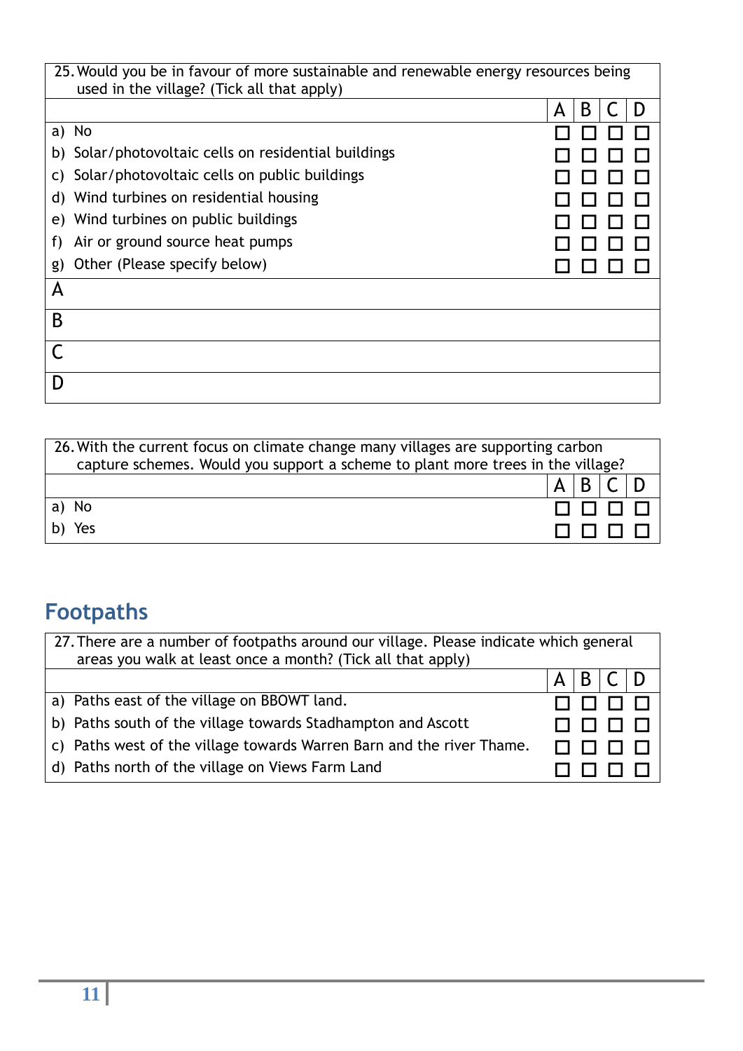| 25. Would you be in favour of more sustainable and renewable energy resources being used in the village? (Tick all that apply) | | | | |
|---|---|---|---|---|
| | A | B | C | D |
| a) No | ☐ | ☐ | ☐ | ☐ |
| b) Solar/photovoltaic cells on residential buildings | ☐ | ☐ | ☐ | ☐ |
| c) Solar/photovoltaic cells on public buildings | ☐ | ☐ | ☐ | ☐ |
| d) Wind turbines on residential housing | ☐ | ☐ | ☐ | ☐ |
| e) Wind turbines on public buildings | ☐ | ☐ | ☐ | ☐ |
| f) Air or ground source heat pumps | ☐ | ☐ | ☐ | ☐ |
| g) Other (Please specify below) | ☐ | ☐ | ☐ | ☐ |
| A | | | | |
| B | | | | |
| C | | | | |
| D | | | | |

| 26. With the current focus on climate change many villages are supporting carbon capture schemes. Would you support a scheme to plant more trees in the village? | | | | |
|---|---|---|---|---|
| | A | B | C | D |
| a) No | ☐ | ☐ | ☐ | ☐ |
| b) Yes | ☐ | ☐ | ☐ | ☐ |

## Footpaths

| 27. There are a number of footpaths around our village. Please indicate which general areas you walk at least once a month? (Tick all that apply) | | | | |
|---|---|---|---|---|
| | A | B | C | D |
| a) Paths east of the village on BBOWT land. | ☐ | ☐ | ☐ | ☐ |
| b) Paths south of the village towards Stadhampton and Ascott | ☐ | ☐ | ☐ | ☐ |
| c) Paths west of the village towards Warren Barn and the river Thame. | ☐ | ☐ | ☐ | ☐ |
| d) Paths north of the village on Views Farm Land | ☐ | ☐ | ☐ | ☐ |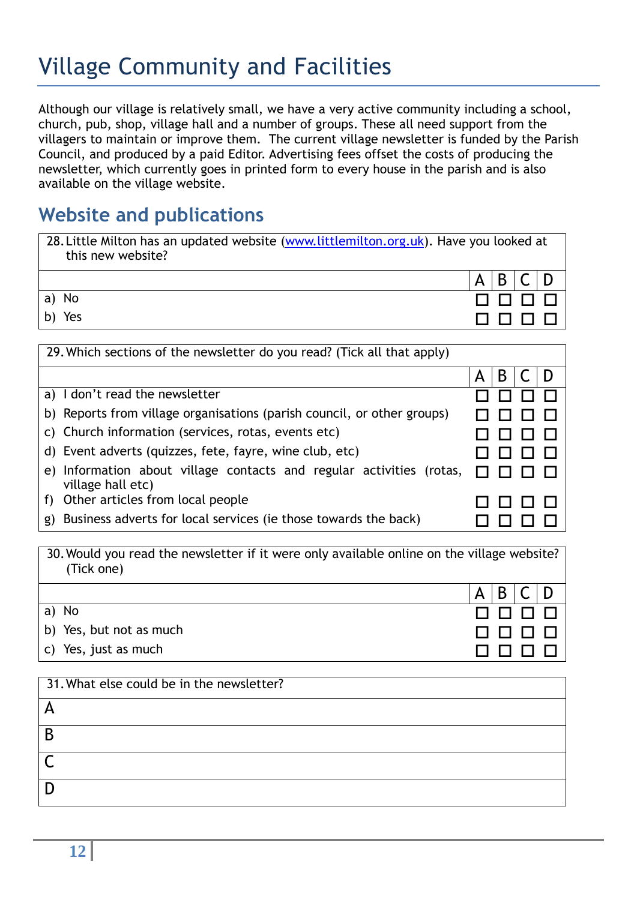# Village Community and Facilities

Although our village is relatively small, we have a very active community including a school, church, pub, shop, village hall and a number of groups. These all need support from the villagers to maintain or improve them. The current village newsletter is funded by the Parish Council, and produced by a paid Editor. Advertising fees offset the costs of producing the newsletter, which currently goes in printed form to every house in the parish and is also available on the village website.

## Website and publications

28. Little Milton has an updated website (www.littlemilton.org.uk). Have you looked at this new website?

| | A | B | C | D |
|---|---|---|---|---|
| a) No | ☐ | ☐ | ☐ | ☐ |
| b) Yes | ☐ | ☐ | ☐ | ☐ |

29. Which sections of the newsletter do you read? (Tick all that apply)

| | A | B | C | D |
|---|---|---|---|---|
| a) I don't read the newsletter | ☐ | ☐ | ☐ | ☐ |
| b) Reports from village organisations (parish council, or other groups) | ☐ | ☐ | ☐ | ☐ |
| c) Church information (services, rotas, events etc) | ☐ | ☐ | ☐ | ☐ |
| d) Event adverts (quizzes, fete, fayre, wine club, etc) | ☐ | ☐ | ☐ | ☐ |
| e) Information about village contacts and regular activities (rotas, village hall etc) | ☐ | ☐ | ☐ | ☐ |
| f) Other articles from local people | ☐ | ☐ | ☐ | ☐ |
| g) Business adverts for local services (ie those towards the back) | ☐ | ☐ | ☐ | ☐ |

30. Would you read the newsletter if it were only available online on the village website? (Tick one)

| | A | B | C | D |
|---|---|---|---|---|
| a) No | ☐ | ☐ | ☐ | ☐ |
| b) Yes, but not as much | ☐ | ☐ | ☐ | ☐ |
| c) Yes, just as much | ☐ | ☐ | ☐ | ☐ |

31. What else could be in the newsletter?

| |
|---|
| A |
| B |
| C |
| D |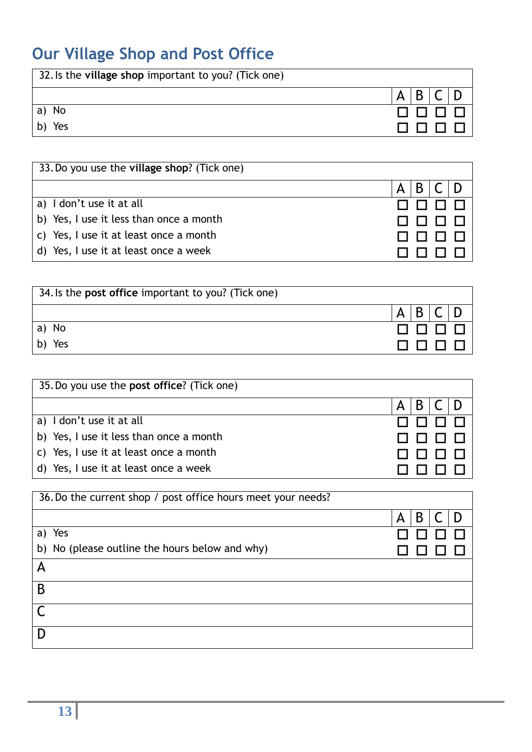# Our Village Shop and Post Office

| 32. Is the **village shop** important to you? (Tick one) | | | | |
|---|---|---|---|---|
| | A | B | C | D |
| a) No | ☐ | ☐ | ☐ | ☐ |
| b) Yes | ☐ | ☐ | ☐ | ☐ |

| 33. Do you use the **village shop**? (Tick one) | | | | |
|---|---|---|---|---|
| | A | B | C | D |
| a) I don't use it at all | ☐ | ☐ | ☐ | ☐ |
| b) Yes, I use it less than once a month | ☐ | ☐ | ☐ | ☐ |
| c) Yes, I use it at least once a month | ☐ | ☐ | ☐ | ☐ |
| d) Yes, I use it at least once a week | ☐ | ☐ | ☐ | ☐ |

| 34. Is the **post office** important to you? (Tick one) | | | | |
|---|---|---|---|---|
| | A | B | C | D |
| a) No | ☐ | ☐ | ☐ | ☐ |
| b) Yes | ☐ | ☐ | ☐ | ☐ |

| 35. Do you use the **post office**? (Tick one) | | | | |
|---|---|---|---|---|
| | A | B | C | D |
| a) I don't use it at all | ☐ | ☐ | ☐ | ☐ |
| b) Yes, I use it less than once a month | ☐ | ☐ | ☐ | ☐ |
| c) Yes, I use it at least once a month | ☐ | ☐ | ☐ | ☐ |
| d) Yes, I use it at least once a week | ☐ | ☐ | ☐ | ☐ |

| 36. Do the current shop / post office hours meet your needs? | | | | |
|---|---|---|---|---|
| | A | B | C | D |
| a) Yes | ☐ | ☐ | ☐ | ☐ |
| b) No (please outline the hours below and why) | ☐ | ☐ | ☐ | ☐ |
| A | | | | |
| B | | | | |
| C | | | | |
| D | | | | |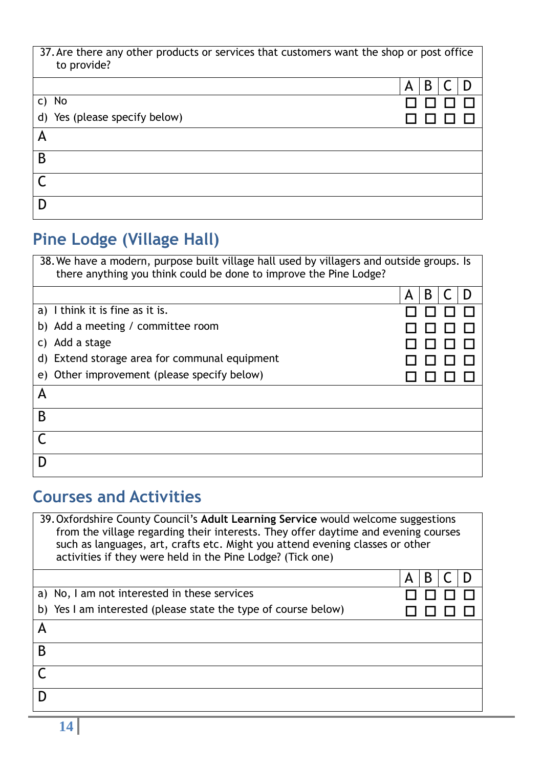**37. Are there any other products or services that customers want the shop or post office to provide?**

| | A | B | C | D |
|---|---|---|---|---|
| c) No | ☐ | ☐ | ☐ | ☐ |
| d) Yes (please specify below) | ☐ | ☐ | ☐ | ☐ |

A

B

C

D

## Pine Lodge (Village Hall)

**38. We have a modern, purpose built village hall used by villagers and outside groups. Is there anything you think could be done to improve the Pine Lodge?**

| | A | B | C | D |
|---|---|---|---|---|
| a) I think it is fine as it is. | ☐ | ☐ | ☐ | ☐ |
| b) Add a meeting / committee room | ☐ | ☐ | ☐ | ☐ |
| c) Add a stage | ☐ | ☐ | ☐ | ☐ |
| d) Extend storage area for communal equipment | ☐ | ☐ | ☐ | ☐ |
| e) Other improvement (please specify below) | ☐ | ☐ | ☐ | ☐ |

A

B

C

D

## Courses and Activities

**39. Oxfordshire County Council's Adult Learning Service would welcome suggestions from the village regarding their interests. They offer daytime and evening courses such as languages, art, crafts etc. Might you attend evening classes or other activities if they were held in the Pine Lodge? (Tick one)**

| | A | B | C | D |
|---|---|---|---|---|
| a) No, I am not interested in these services | ☐ | ☐ | ☐ | ☐ |
| b) Yes I am interested (please state the type of course below) | ☐ | ☐ | ☐ | ☐ |

A

B

C

D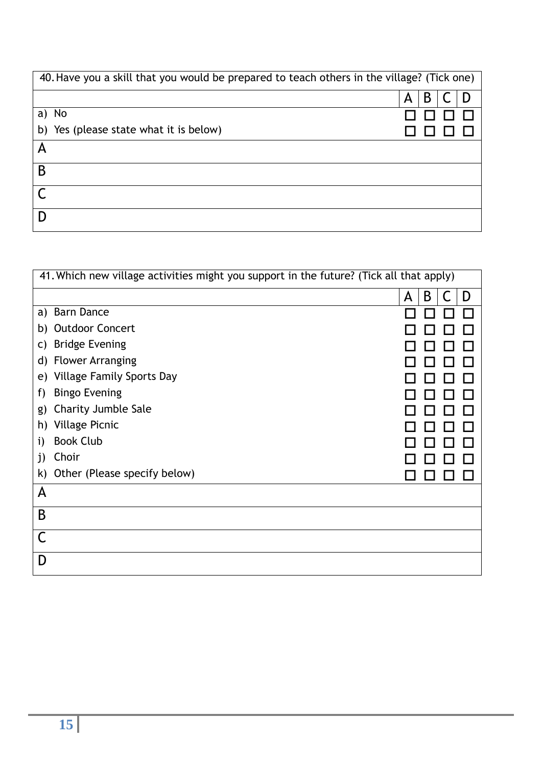| 40. Have you a skill that you would be prepared to teach others in the village? (Tick one) | | | | |
|---|---|---|---|---|
| | A | B | C | D |
| a) No | ☐ | ☐ | ☐ | ☐ |
| b) Yes (please state what it is below) | ☐ | ☐ | ☐ | ☐ |
| A | | | | |
| B | | | | |
| C | | | | |
| D | | | | |

| 41. Which new village activities might you support in the future? (Tick all that apply) | | | | |
|---|---|---|---|---|
| | A | B | C | D |
| a) Barn Dance | ☐ | ☐ | ☐ | ☐ |
| b) Outdoor Concert | ☐ | ☐ | ☐ | ☐ |
| c) Bridge Evening | ☐ | ☐ | ☐ | ☐ |
| d) Flower Arranging | ☐ | ☐ | ☐ | ☐ |
| e) Village Family Sports Day | ☐ | ☐ | ☐ | ☐ |
| f) Bingo Evening | ☐ | ☐ | ☐ | ☐ |
| g) Charity Jumble Sale | ☐ | ☐ | ☐ | ☐ |
| h) Village Picnic | ☐ | ☐ | ☐ | ☐ |
| i) Book Club | ☐ | ☐ | ☐ | ☐ |
| j) Choir | ☐ | ☐ | ☐ | ☐ |
| k) Other (Please specify below) | ☐ | ☐ | ☐ | ☐ |
| A | | | | |
| B | | | | |
| C | | | | |
| D | | | | |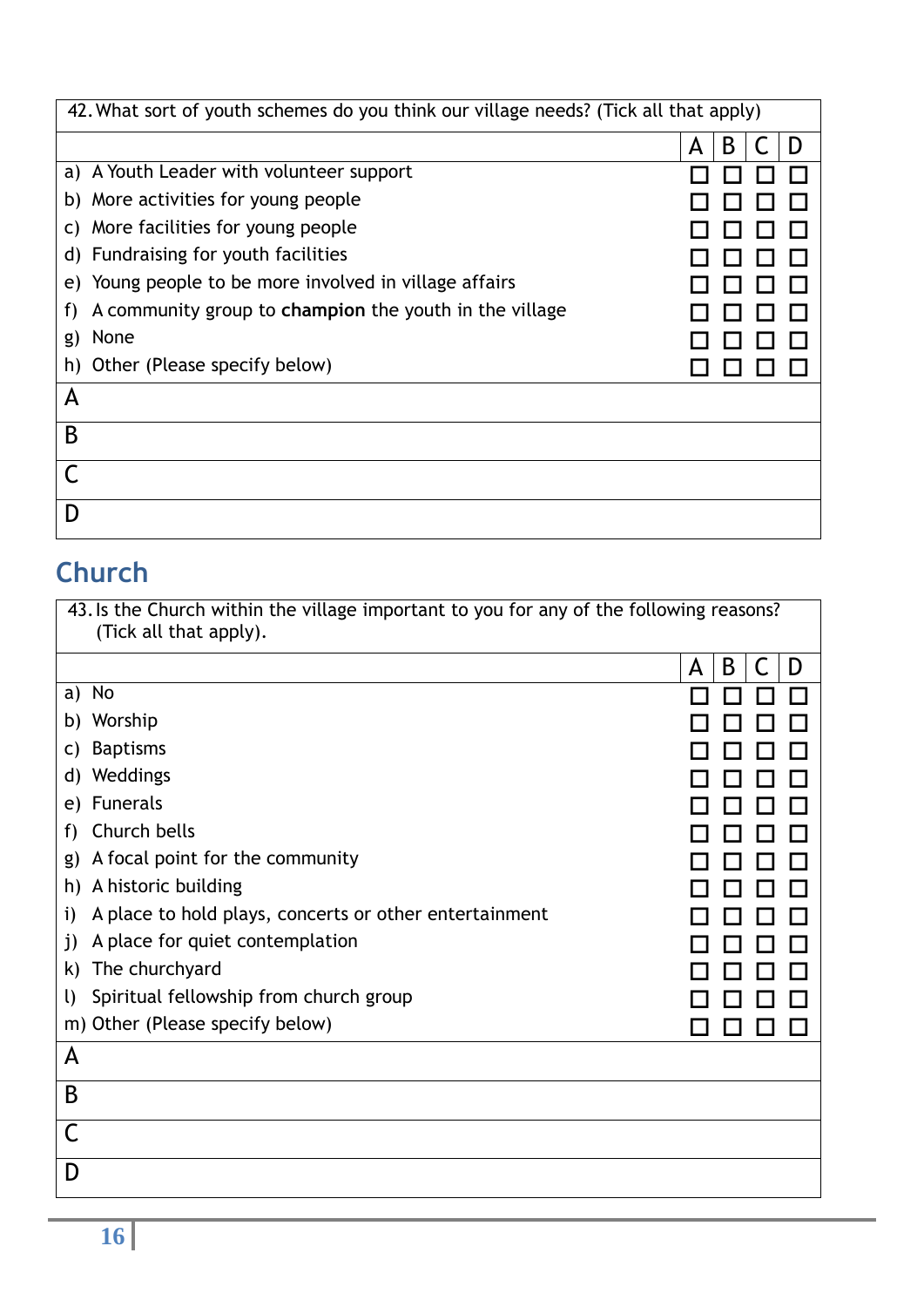| 42. What sort of youth schemes do you think our village needs? (Tick all that apply) | | | | |
|---|---|---|---|---|
| | A | B | C | D |
| a) A Youth Leader with volunteer support | ☐ | ☐ | ☐ | ☐ |
| b) More activities for young people | ☐ | ☐ | ☐ | ☐ |
| c) More facilities for young people | ☐ | ☐ | ☐ | ☐ |
| d) Fundraising for youth facilities | ☐ | ☐ | ☐ | ☐ |
| e) Young people to be more involved in village affairs | ☐ | ☐ | ☐ | ☐ |
| f) A community group to **champion** the youth in the village | ☐ | ☐ | ☐ | ☐ |
| g) None | ☐ | ☐ | ☐ | ☐ |
| h) Other (Please specify below) | ☐ | ☐ | ☐ | ☐ |
| A | | | | |
| B | | | | |
| C | | | | |
| D | | | | |

## Church

| 43. Is the Church within the village important to you for any of the following reasons? (Tick all that apply). | | | | |
|---|---|---|---|---|
| | A | B | C | D |
| a) No | ☐ | ☐ | ☐ | ☐ |
| b) Worship | ☐ | ☐ | ☐ | ☐ |
| c) Baptisms | ☐ | ☐ | ☐ | ☐ |
| d) Weddings | ☐ | ☐ | ☐ | ☐ |
| e) Funerals | ☐ | ☐ | ☐ | ☐ |
| f) Church bells | ☐ | ☐ | ☐ | ☐ |
| g) A focal point for the community | ☐ | ☐ | ☐ | ☐ |
| h) A historic building | ☐ | ☐ | ☐ | ☐ |
| i) A place to hold plays, concerts or other entertainment | ☐ | ☐ | ☐ | ☐ |
| j) A place for quiet contemplation | ☐ | ☐ | ☐ | ☐ |
| k) The churchyard | ☐ | ☐ | ☐ | ☐ |
| l) Spiritual fellowship from church group | ☐ | ☐ | ☐ | ☐ |
| m) Other (Please specify below) | ☐ | ☐ | ☐ | ☐ |
| A | | | | |
| B | | | | |
| C | | | | |
| D | | | | |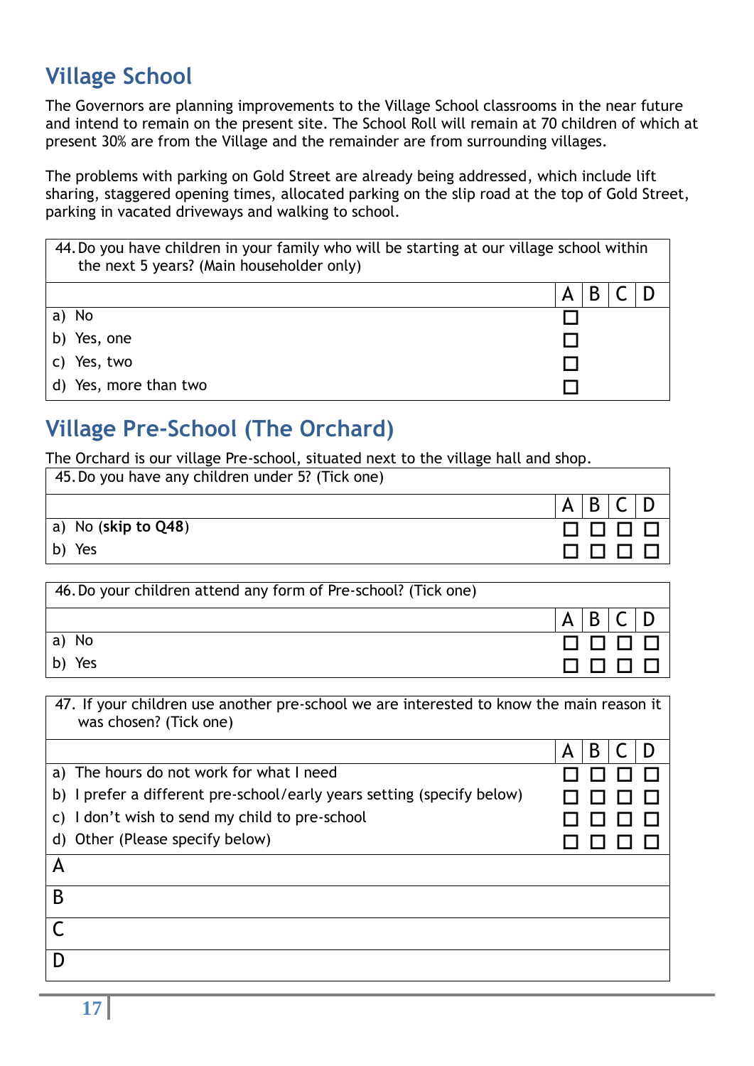## Village School

The Governors are planning improvements to the Village School classrooms in the near future and intend to remain on the present site. The School Roll will remain at 70 children of which at present 30% are from the Village and the remainder are from surrounding villages.

The problems with parking on Gold Street are already being addressed, which include lift sharing, staggered opening times, allocated parking on the slip road at the top of Gold Street, parking in vacated driveways and walking to school.

| 44. Do you have children in your family who will be starting at our village school within the next 5 years? (Main householder only) | | | | |
|---|---|---|---|---|
| | A | B | C | D |
| a) No | ☐ | | | |
| b) Yes, one | ☐ | | | |
| c) Yes, two | ☐ | | | |
| d) Yes, more than two | ☐ | | | |

## Village Pre-School (The Orchard)

The Orchard is our village Pre-school, situated next to the village hall and shop.

| 45. Do you have any children under 5? (Tick one) | | | | |
|---|---|---|---|---|
| | A | B | C | D |
| a) No (**skip to Q48**) | ☐ | ☐ | ☐ | ☐ |
| b) Yes | ☐ | ☐ | ☐ | ☐ |

| 46. Do your children attend any form of Pre-school? (Tick one) | | | | |
|---|---|---|---|---|
| | A | B | C | D |
| a) No | ☐ | ☐ | ☐ | ☐ |
| b) Yes | ☐ | ☐ | ☐ | ☐ |

| 47. If your children use another pre-school we are interested to know the main reason it was chosen? (Tick one) | | | | |
|---|---|---|---|---|
| | A | B | C | D |
| a) The hours do not work for what I need | ☐ | ☐ | ☐ | ☐ |
| b) I prefer a different pre-school/early years setting (specify below) | ☐ | ☐ | ☐ | ☐ |
| c) I don't wish to send my child to pre-school | ☐ | ☐ | ☐ | ☐ |
| d) Other (Please specify below) | ☐ | ☐ | ☐ | ☐ |
| A | | | | |
| B | | | | |
| C | | | | |
| D | | | | |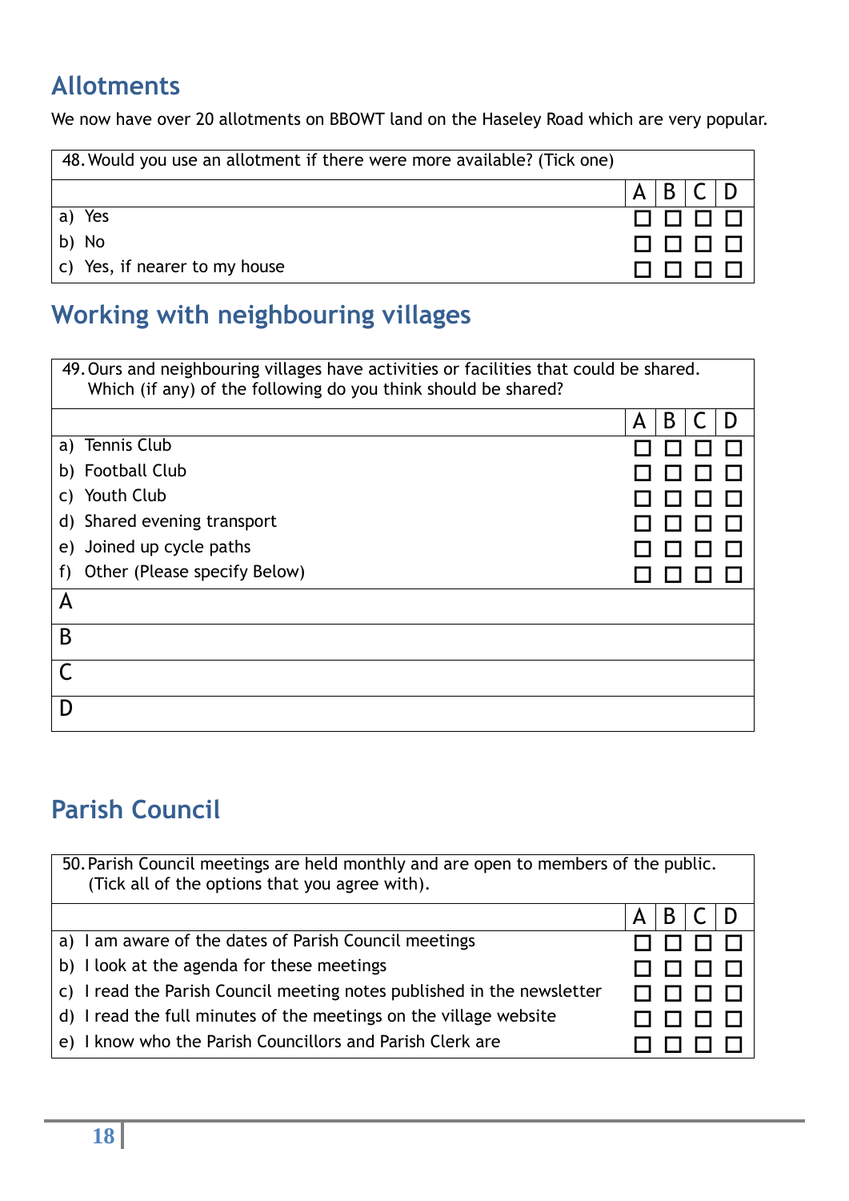## Allotments

We now have over 20 allotments on BBOWT land on the Haseley Road which are very popular.

| 48. Would you use an allotment if there were more available? (Tick one) | | | | |
|---|---|---|---|---|
| | A | B | C | D |
| a) Yes | ☐ | ☐ | ☐ | ☐ |
| b) No | ☐ | ☐ | ☐ | ☐ |
| c) Yes, if nearer to my house | ☐ | ☐ | ☐ | ☐ |

## Working with neighbouring villages

| 49. Ours and neighbouring villages have activities or facilities that could be shared. Which (if any) of the following do you think should be shared? | | | | |
|---|---|---|---|---|
| | A | B | C | D |
| a) Tennis Club | ☐ | ☐ | ☐ | ☐ |
| b) Football Club | ☐ | ☐ | ☐ | ☐ |
| c) Youth Club | ☐ | ☐ | ☐ | ☐ |
| d) Shared evening transport | ☐ | ☐ | ☐ | ☐ |
| e) Joined up cycle paths | ☐ | ☐ | ☐ | ☐ |
| f) Other (Please specify Below) | ☐ | ☐ | ☐ | ☐ |
| A | | | | |
| B | | | | |
| C | | | | |
| D | | | | |

## Parish Council

| 50. Parish Council meetings are held monthly and are open to members of the public. (Tick all of the options that you agree with). | | | | |
|---|---|---|---|---|
| | A | B | C | D |
| a) I am aware of the dates of Parish Council meetings | ☐ | ☐ | ☐ | ☐ |
| b) I look at the agenda for these meetings | ☐ | ☐ | ☐ | ☐ |
| c) I read the Parish Council meeting notes published in the newsletter | ☐ | ☐ | ☐ | ☐ |
| d) I read the full minutes of the meetings on the village website | ☐ | ☐ | ☐ | ☐ |
| e) I know who the Parish Councillors and Parish Clerk are | ☐ | ☐ | ☐ | ☐ |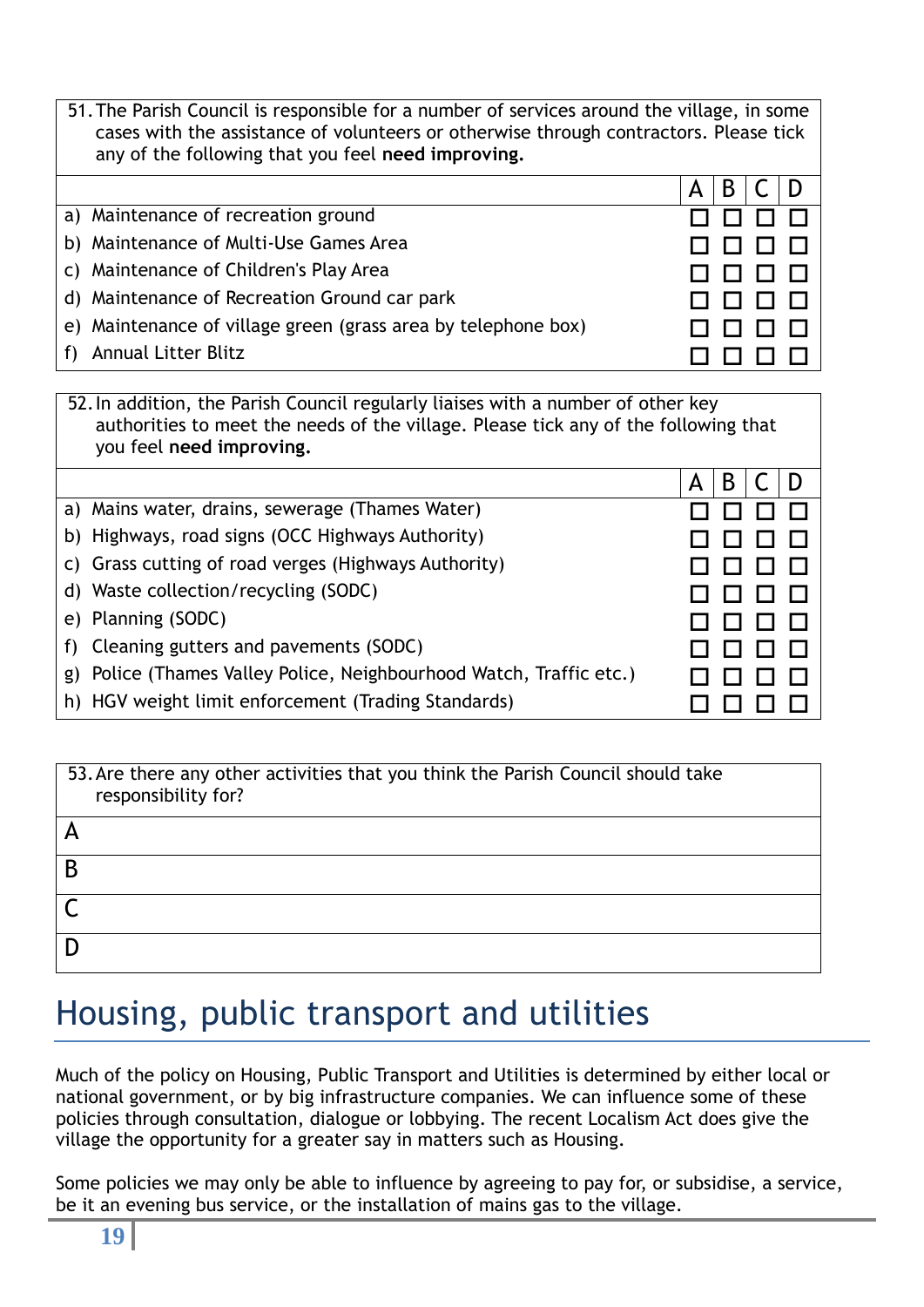| 51. The Parish Council is responsible for a number of services around the village, in some cases with the assistance of volunteers or otherwise through contractors. Please tick any of the following that you feel **need improving.** | | | | |
|---|---|---|---|---|
| | A | B | C | D |
| a) Maintenance of recreation ground | ☐ | ☐ | ☐ | ☐ |
| b) Maintenance of Multi-Use Games Area | ☐ | ☐ | ☐ | ☐ |
| c) Maintenance of Children's Play Area | ☐ | ☐ | ☐ | ☐ |
| d) Maintenance of Recreation Ground car park | ☐ | ☐ | ☐ | ☐ |
| e) Maintenance of village green (grass area by telephone box) | ☐ | ☐ | ☐ | ☐ |
| f) Annual Litter Blitz | ☐ | ☐ | ☐ | ☐ |

| 52. In addition, the Parish Council regularly liaises with a number of other key authorities to meet the needs of the village. Please tick any of the following that you feel **need improving.** | | | | |
|---|---|---|---|---|
| | A | B | C | D |
| a) Mains water, drains, sewerage (Thames Water) | ☐ | ☐ | ☐ | ☐ |
| b) Highways, road signs (OCC Highways Authority) | ☐ | ☐ | ☐ | ☐ |
| c) Grass cutting of road verges (Highways Authority) | ☐ | ☐ | ☐ | ☐ |
| d) Waste collection/recycling (SODC) | ☐ | ☐ | ☐ | ☐ |
| e) Planning (SODC) | ☐ | ☐ | ☐ | ☐ |
| f) Cleaning gutters and pavements (SODC) | ☐ | ☐ | ☐ | ☐ |
| g) Police (Thames Valley Police, Neighbourhood Watch, Traffic etc.) | ☐ | ☐ | ☐ | ☐ |
| h) HGV weight limit enforcement (Trading Standards) | ☐ | ☐ | ☐ | ☐ |

| 53. Are there any other activities that you think the Parish Council should take responsibility for? |
|---|
| A |
| B |
| C |
| D |

# Housing, public transport and utilities

Much of the policy on Housing, Public Transport and Utilities is determined by either local or national government, or by big infrastructure companies. We can influence some of these policies through consultation, dialogue or lobbying. The recent Localism Act does give the village the opportunity for a greater say in matters such as Housing.

Some policies we may only be able to influence by agreeing to pay for, or subsidise, a service, be it an evening bus service, or the installation of mains gas to the village.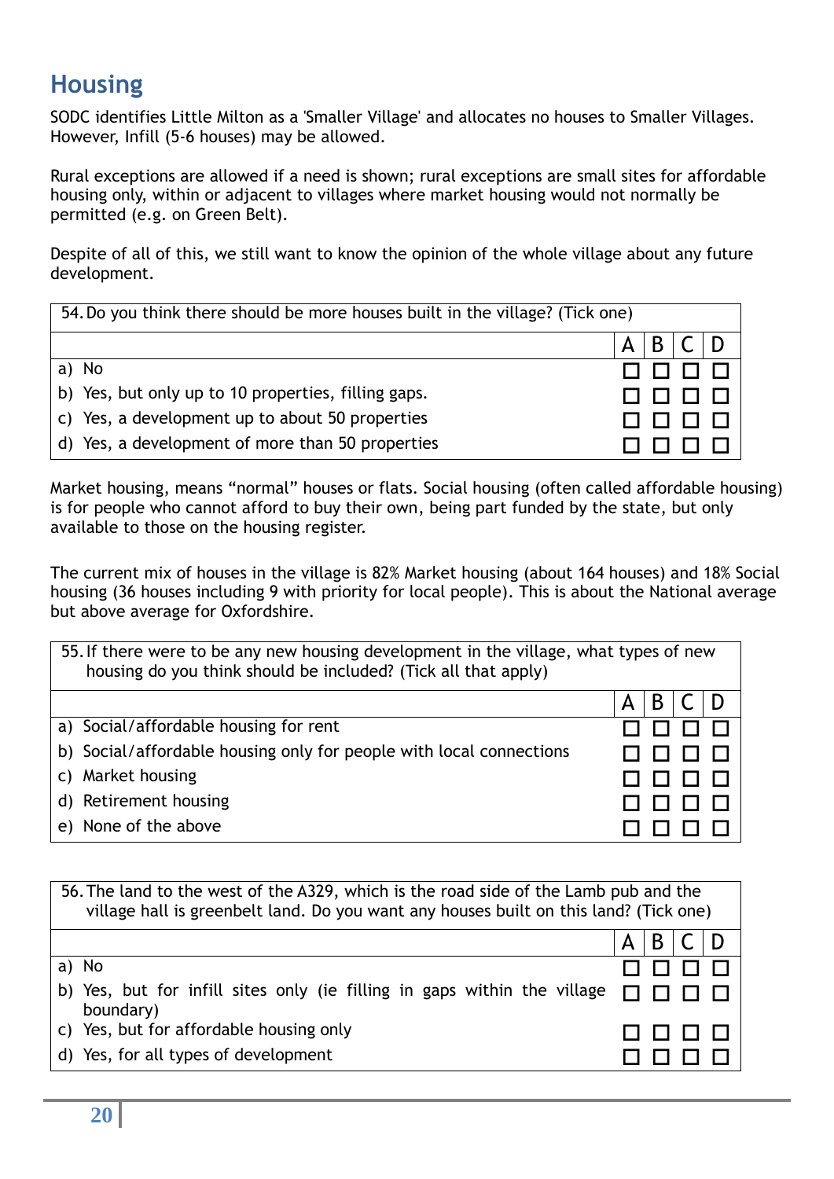## Housing

SODC identifies Little Milton as a 'Smaller Village' and allocates no houses to Smaller Villages. However, Infill (5-6 houses) may be allowed.

Rural exceptions are allowed if a need is shown; rural exceptions are small sites for affordable housing only, within or adjacent to villages where market housing would not normally be permitted (e.g. on Green Belt).

Despite of all of this, we still want to know the opinion of the whole village about any future development.

| 54. Do you think there should be more houses built in the village? (Tick one) | | | | |
|---|---|---|---|---|
| | A | B | C | D |
| a) No | ☐ | ☐ | ☐ | ☐ |
| b) Yes, but only up to 10 properties, filling gaps. | ☐ | ☐ | ☐ | ☐ |
| c) Yes, a development up to about 50 properties | ☐ | ☐ | ☐ | ☐ |
| d) Yes, a development of more than 50 properties | ☐ | ☐ | ☐ | ☐ |

Market housing, means "normal" houses or flats. Social housing (often called affordable housing) is for people who cannot afford to buy their own, being part funded by the state, but only available to those on the housing register.

The current mix of houses in the village is 82% Market housing (about 164 houses) and 18% Social housing (36 houses including 9 with priority for local people). This is about the National average but above average for Oxfordshire.

| 55. If there were to be any new housing development in the village, what types of new housing do you think should be included? (Tick all that apply) | | | | |
|---|---|---|---|---|
| | A | B | C | D |
| a) Social/affordable housing for rent | ☐ | ☐ | ☐ | ☐ |
| b) Social/affordable housing only for people with local connections | ☐ | ☐ | ☐ | ☐ |
| c) Market housing | ☐ | ☐ | ☐ | ☐ |
| d) Retirement housing | ☐ | ☐ | ☐ | ☐ |
| e) None of the above | ☐ | ☐ | ☐ | ☐ |

| 56. The land to the west of the A329, which is the road side of the Lamb pub and the village hall is greenbelt land. Do you want any houses built on this land? (Tick one) | | | | |
|---|---|---|---|---|
| | A | B | C | D |
| a) No | ☐ | ☐ | ☐ | ☐ |
| b) Yes, but for infill sites only (ie filling in gaps within the village boundary) | ☐ | ☐ | ☐ | ☐ |
| c) Yes, but for affordable housing only | ☐ | ☐ | ☐ | ☐ |
| d) Yes, for all types of development | ☐ | ☐ | ☐ | ☐ |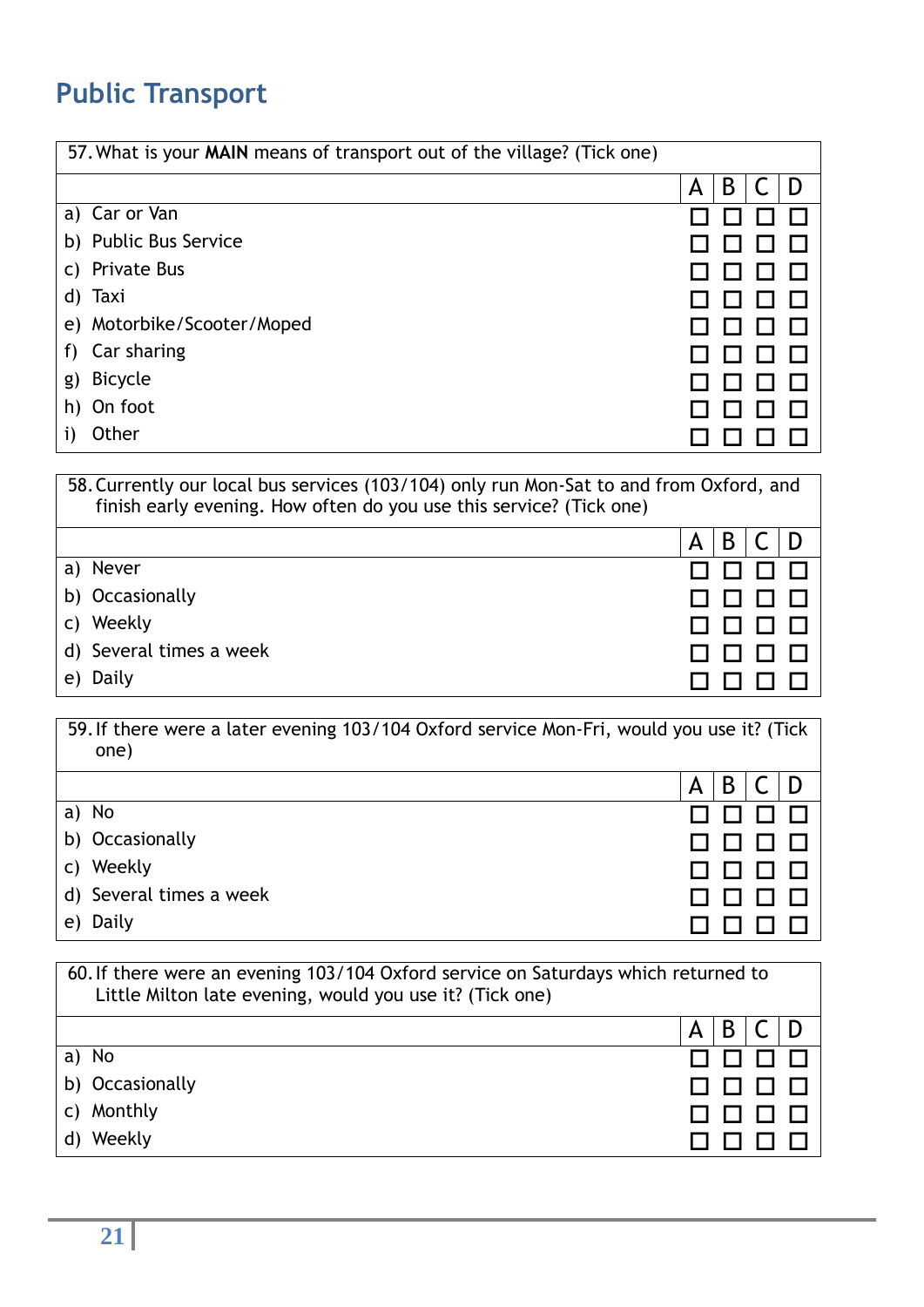## Public Transport

| 57. What is your **MAIN** means of transport out of the village? (Tick one) | | | | |
|---|---|---|---|---|
| | A | B | C | D |
| a) Car or Van | ☐ | ☐ | ☐ | ☐ |
| b) Public Bus Service | ☐ | ☐ | ☐ | ☐ |
| c) Private Bus | ☐ | ☐ | ☐ | ☐ |
| d) Taxi | ☐ | ☐ | ☐ | ☐ |
| e) Motorbike/Scooter/Moped | ☐ | ☐ | ☐ | ☐ |
| f) Car sharing | ☐ | ☐ | ☐ | ☐ |
| g) Bicycle | ☐ | ☐ | ☐ | ☐ |
| h) On foot | ☐ | ☐ | ☐ | ☐ |
| i) Other | ☐ | ☐ | ☐ | ☐ |

| 58. Currently our local bus services (103/104) only run Mon-Sat to and from Oxford, and finish early evening. How often do you use this service? (Tick one) | | | | |
|---|---|---|---|---|
| | A | B | C | D |
| a) Never | ☐ | ☐ | ☐ | ☐ |
| b) Occasionally | ☐ | ☐ | ☐ | ☐ |
| c) Weekly | ☐ | ☐ | ☐ | ☐ |
| d) Several times a week | ☐ | ☐ | ☐ | ☐ |
| e) Daily | ☐ | ☐ | ☐ | ☐ |

| 59. If there were a later evening 103/104 Oxford service Mon-Fri, would you use it? (Tick one) | | | | |
|---|---|---|---|---|
| | A | B | C | D |
| a) No | ☐ | ☐ | ☐ | ☐ |
| b) Occasionally | ☐ | ☐ | ☐ | ☐ |
| c) Weekly | ☐ | ☐ | ☐ | ☐ |
| d) Several times a week | ☐ | ☐ | ☐ | ☐ |
| e) Daily | ☐ | ☐ | ☐ | ☐ |

| 60. If there were an evening 103/104 Oxford service on Saturdays which returned to Little Milton late evening, would you use it? (Tick one) | | | | |
|---|---|---|---|---|
| | A | B | C | D |
| a) No | ☐ | ☐ | ☐ | ☐ |
| b) Occasionally | ☐ | ☐ | ☐ | ☐ |
| c) Monthly | ☐ | ☐ | ☐ | ☐ |
| d) Weekly | ☐ | ☐ | ☐ | ☐ |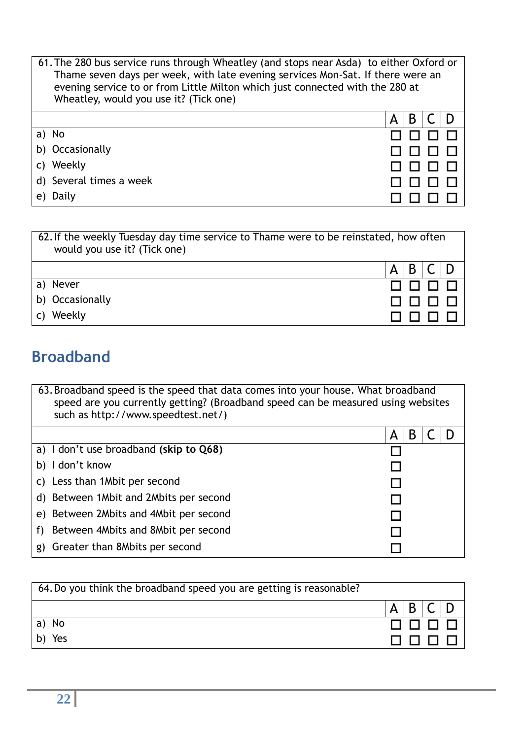| 61. The 280 bus service runs through Wheatley (and stops near Asda) to either Oxford or Thame seven days per week, with late evening services Mon-Sat. If there were an evening service to or from Little Milton which just connected with the 280 at Wheatley, would you use it? (Tick one) | | | | |
|---|---|---|---|---|
| | A | B | C | D |
| a) No | ☐ | ☐ | ☐ | ☐ |
| b) Occasionally | ☐ | ☐ | ☐ | ☐ |
| c) Weekly | ☐ | ☐ | ☐ | ☐ |
| d) Several times a week | ☐ | ☐ | ☐ | ☐ |
| e) Daily | ☐ | ☐ | ☐ | ☐ |

| 62. If the weekly Tuesday day time service to Thame were to be reinstated, how often would you use it? (Tick one) | | | | |
|---|---|---|---|---|
| | A | B | C | D |
| a) Never | ☐ | ☐ | ☐ | ☐ |
| b) Occasionally | ☐ | ☐ | ☐ | ☐ |
| c) Weekly | ☐ | ☐ | ☐ | ☐ |

## Broadband

| 63. Broadband speed is the speed that data comes into your house. What broadband speed are you currently getting? (Broadband speed can be measured using websites such as http://www.speedtest.net/) | | | | |
|---|---|---|---|---|
| | A | B | C | D |
| a) I don't use broadband **(skip to Q68)** | ☐ | | | |
| b) I don't know | ☐ | | | |
| c) Less than 1Mbit per second | ☐ | | | |
| d) Between 1Mbit and 2Mbits per second | ☐ | | | |
| e) Between 2Mbits and 4Mbit per second | ☐ | | | |
| f) Between 4Mbits and 8Mbit per second | ☐ | | | |
| g) Greater than 8Mbits per second | ☐ | | | |

| 64. Do you think the broadband speed you are getting is reasonable? | | | | |
|---|---|---|---|---|
| | A | B | C | D |
| a) No | ☐ | ☐ | ☐ | ☐ |
| b) Yes | ☐ | ☐ | ☐ | ☐ |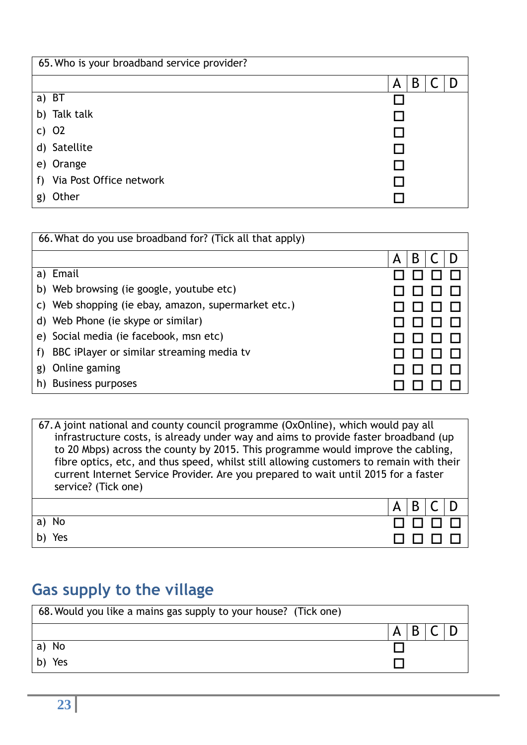| 65. Who is your broadband service provider? | | | | |
|---|---|---|---|---|
| | A | B | C | D |
| a) BT | ☐ | | | |
| b) Talk talk | ☐ | | | |
| c) O2 | ☐ | | | |
| d) Satellite | ☐ | | | |
| e) Orange | ☐ | | | |
| f) Via Post Office network | ☐ | | | |
| g) Other | ☐ | | | |

| 66. What do you use broadband for? (Tick all that apply) | | | | |
|---|---|---|---|---|
| | A | B | C | D |
| a) Email | ☐ | ☐ | ☐ | ☐ |
| b) Web browsing (ie google, youtube etc) | ☐ | ☐ | ☐ | ☐ |
| c) Web shopping (ie ebay, amazon, supermarket etc.) | ☐ | ☐ | ☐ | ☐ |
| d) Web Phone (ie skype or similar) | ☐ | ☐ | ☐ | ☐ |
| e) Social media (ie facebook, msn etc) | ☐ | ☐ | ☐ | ☐ |
| f) BBC iPlayer or similar streaming media tv | ☐ | ☐ | ☐ | ☐ |
| g) Online gaming | ☐ | ☐ | ☐ | ☐ |
| h) Business purposes | ☐ | ☐ | ☐ | ☐ |

| 67. A joint national and county council programme (OxOnline), which would pay all infrastructure costs, is already under way and aims to provide faster broadband (up to 20 Mbps) across the county by 2015. This programme would improve the cabling, fibre optics, etc, and thus speed, whilst still allowing customers to remain with their current Internet Service Provider. Are you prepared to wait until 2015 for a faster service? (Tick one) | | | | |
|---|---|---|---|---|
| | A | B | C | D |
| a) No | ☐ | ☐ | ☐ | ☐ |
| b) Yes | ☐ | ☐ | ☐ | ☐ |

## Gas supply to the village

| 68. Would you like a mains gas supply to your house? (Tick one) | | | | |
|---|---|---|---|---|
| | A | B | C | D |
| a) No | ☐ | | | |
| b) Yes | ☐ | | | |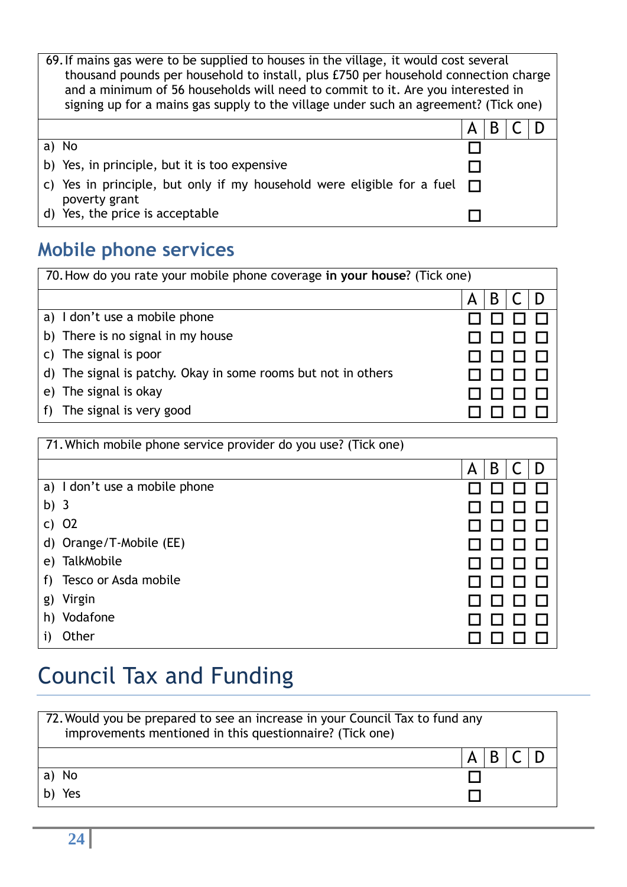| 69. If mains gas were to be supplied to houses in the village, it would cost several thousand pounds per household to install, plus £750 per household connection charge and a minimum of 56 households will need to commit to it. Are you interested in signing up for a mains gas supply to the village under such an agreement? (Tick one) | | | | |
|---|---|---|---|---|
| | A | B | C | D |
| a) No | ☐ | | | |
| b) Yes, in principle, but it is too expensive | ☐ | | | |
| c) Yes in principle, but only if my household were eligible for a fuel poverty grant | ☐ | | | |
| d) Yes, the price is acceptable | ☐ | | | |

## Mobile phone services

| 70. How do you rate your mobile phone coverage **in your house**? (Tick one) | | | | |
|---|---|---|---|---|
| | A | B | C | D |
| a) I don't use a mobile phone | ☐ | ☐ | ☐ | ☐ |
| b) There is no signal in my house | ☐ | ☐ | ☐ | ☐ |
| c) The signal is poor | ☐ | ☐ | ☐ | ☐ |
| d) The signal is patchy. Okay in some rooms but not in others | ☐ | ☐ | ☐ | ☐ |
| e) The signal is okay | ☐ | ☐ | ☐ | ☐ |
| f) The signal is very good | ☐ | ☐ | ☐ | ☐ |

| 71. Which mobile phone service provider do you use? (Tick one) | | | | |
|---|---|---|---|---|
| | A | B | C | D |
| a) I don't use a mobile phone | ☐ | ☐ | ☐ | ☐ |
| b) 3 | ☐ | ☐ | ☐ | ☐ |
| c) O2 | ☐ | ☐ | ☐ | ☐ |
| d) Orange/T-Mobile (EE) | ☐ | ☐ | ☐ | ☐ |
| e) TalkMobile | ☐ | ☐ | ☐ | ☐ |
| f) Tesco or Asda mobile | ☐ | ☐ | ☐ | ☐ |
| g) Virgin | ☐ | ☐ | ☐ | ☐ |
| h) Vodafone | ☐ | ☐ | ☐ | ☐ |
| i) Other | ☐ | ☐ | ☐ | ☐ |

# Council Tax and Funding

| 72. Would you be prepared to see an increase in your Council Tax to fund any improvements mentioned in this questionnaire? (Tick one) | | | | |
|---|---|---|---|---|
| | A | B | C | D |
| a) No | ☐ | | | |
| b) Yes | ☐ | | | |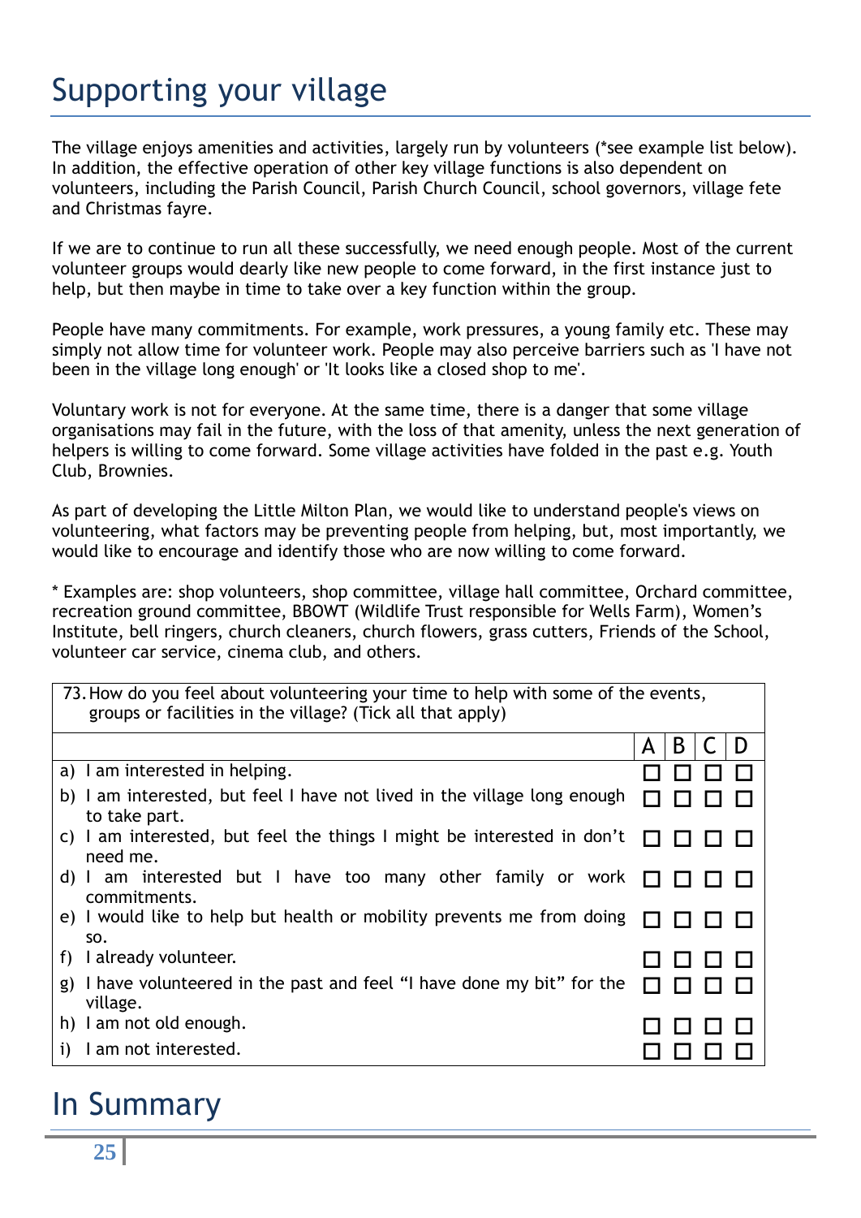# Supporting your village

The village enjoys amenities and activities, largely run by volunteers (*see example list below). In addition, the effective operation of other key village functions is also dependent on volunteers, including the Parish Council, Parish Church Council, school governors, village fete and Christmas fayre.

If we are to continue to run all these successfully, we need enough people. Most of the current volunteer groups would dearly like new people to come forward, in the first instance just to help, but then maybe in time to take over a key function within the group.

People have many commitments. For example, work pressures, a young family etc. These may simply not allow time for volunteer work. People may also perceive barriers such as 'I have not been in the village long enough' or 'It looks like a closed shop to me'.

Voluntary work is not for everyone. At the same time, there is a danger that some village organisations may fail in the future, with the loss of that amenity, unless the next generation of helpers is willing to come forward. Some village activities have folded in the past e.g. Youth Club, Brownies.

As part of developing the Little Milton Plan, we would like to understand people's views on volunteering, what factors may be preventing people from helping, but, most importantly, we would like to encourage and identify those who are now willing to come forward.

* Examples are: shop volunteers, shop committee, village hall committee, Orchard committee, recreation ground committee, BBOWT (Wildlife Trust responsible for Wells Farm), Women's Institute, bell ringers, church cleaners, church flowers, grass cutters, Friends of the School, volunteer car service, cinema club, and others.

73. How do you feel about volunteering your time to help with some of the events, groups or facilities in the village? (Tick all that apply)

| | A | B | C | D |
|---|---|---|---|---|
| a) I am interested in helping. | ☐ | ☐ | ☐ | ☐ |
| b) I am interested, but feel I have not lived in the village long enough to take part. | ☐ | ☐ | ☐ | ☐ |
| c) I am interested, but feel the things I might be interested in don't need me. | ☐ | ☐ | ☐ | ☐ |
| d) I am interested but I have too many other family or work commitments. | ☐ | ☐ | ☐ | ☐ |
| e) I would like to help but health or mobility prevents me from doing so. | ☐ | ☐ | ☐ | ☐ |
| f) I already volunteer. | ☐ | ☐ | ☐ | ☐ |
| g) I have volunteered in the past and feel "I have done my bit" for the village. | ☐ | ☐ | ☐ | ☐ |
| h) I am not old enough. | ☐ | ☐ | ☐ | ☐ |
| i) I am not interested. | ☐ | ☐ | ☐ | ☐ |

# In Summary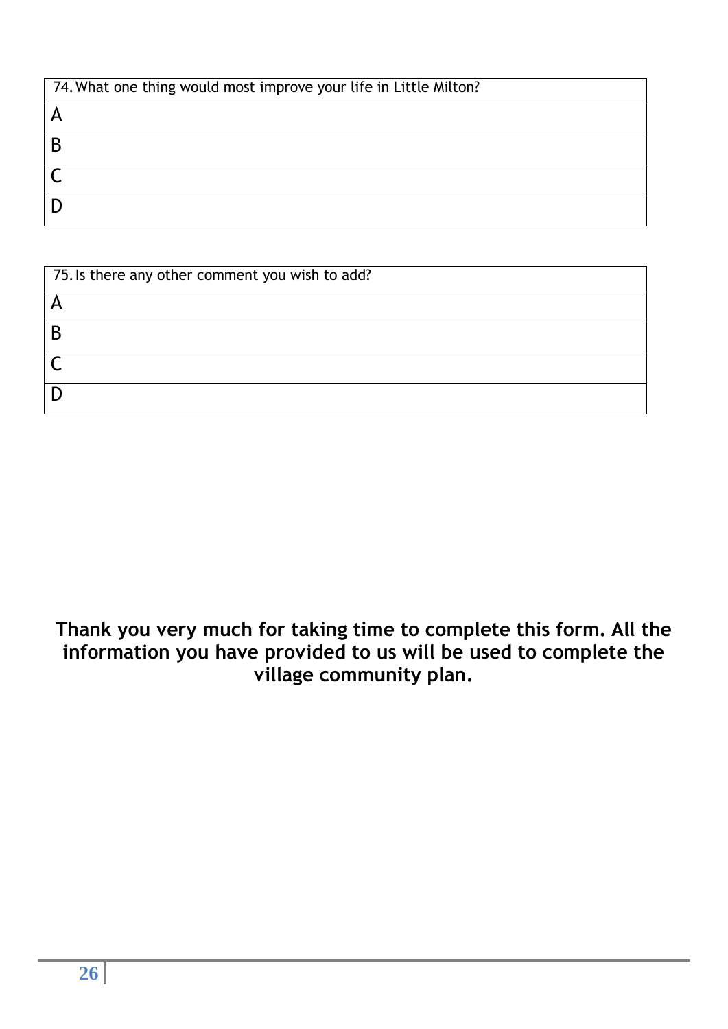| 74. What one thing would most improve your life in Little Milton? |
|---|
| A |
| B |
| C |
| D |

| 75. Is there any other comment you wish to add? |
|---|
| A |
| B |
| C |
| D |

**Thank you very much for taking time to complete this form. All the information you have provided to us will be used to complete the village community plan.**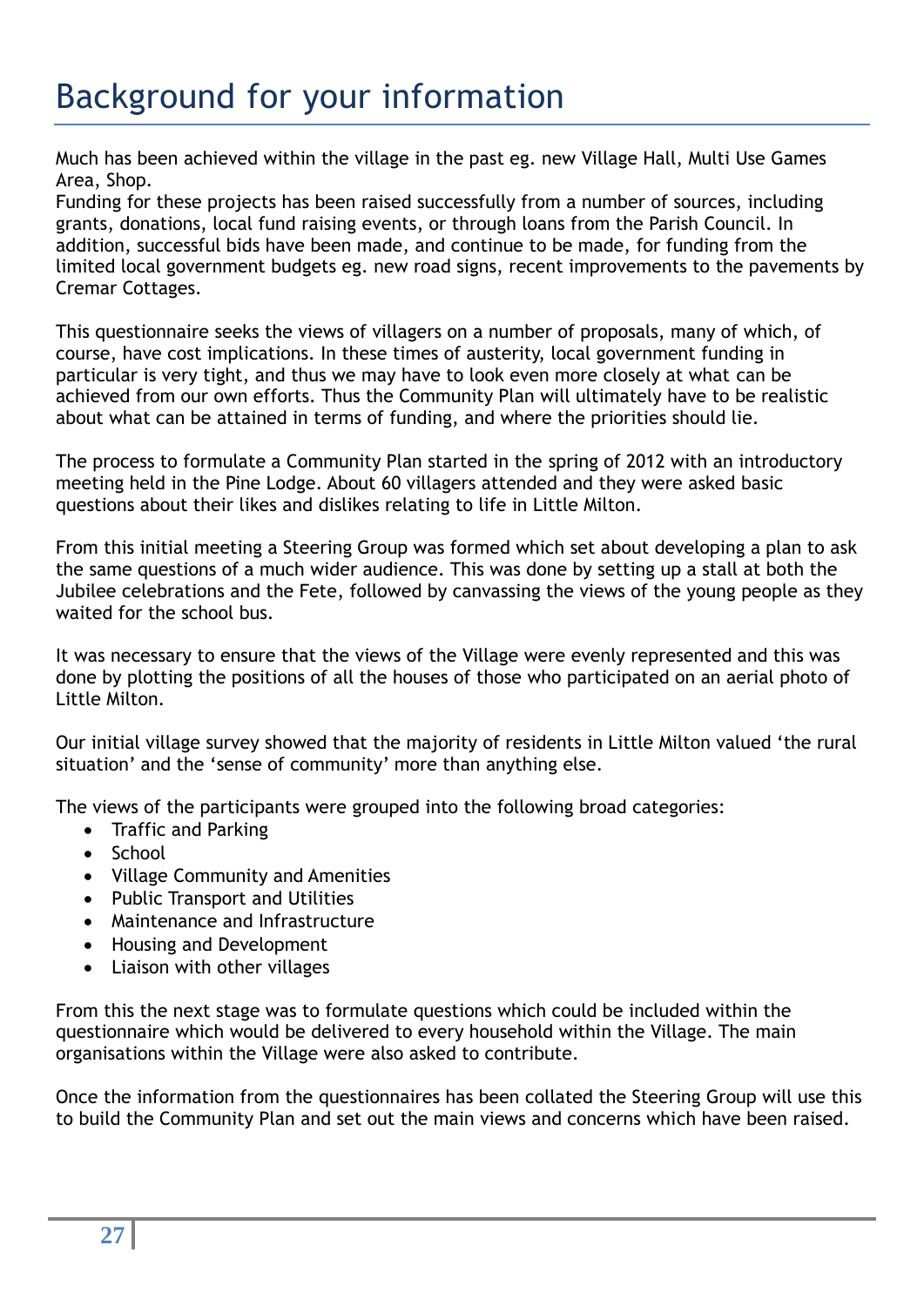# Background for your information

Much has been achieved within the village in the past eg. new Village Hall, Multi Use Games Area, Shop.
Funding for these projects has been raised successfully from a number of sources, including grants, donations, local fund raising events, or through loans from the Parish Council. In addition, successful bids have been made, and continue to be made, for funding from the limited local government budgets eg. new road signs, recent improvements to the pavements by Cremar Cottages.

This questionnaire seeks the views of villagers on a number of proposals, many of which, of course, have cost implications. In these times of austerity, local government funding in particular is very tight, and thus we may have to look even more closely at what can be achieved from our own efforts. Thus the Community Plan will ultimately have to be realistic about what can be attained in terms of funding, and where the priorities should lie.

The process to formulate a Community Plan started in the spring of 2012 with an introductory meeting held in the Pine Lodge. About 60 villagers attended and they were asked basic questions about their likes and dislikes relating to life in Little Milton.

From this initial meeting a Steering Group was formed which set about developing a plan to ask the same questions of a much wider audience. This was done by setting up a stall at both the Jubilee celebrations and the Fete, followed by canvassing the views of the young people as they waited for the school bus.

It was necessary to ensure that the views of the Village were evenly represented and this was done by plotting the positions of all the houses of those who participated on an aerial photo of Little Milton.

Our initial village survey showed that the majority of residents in Little Milton valued 'the rural situation' and the 'sense of community' more than anything else.

The views of the participants were grouped into the following broad categories:

- Traffic and Parking
- School
- Village Community and Amenities
- Public Transport and Utilities
- Maintenance and Infrastructure
- Housing and Development
- Liaison with other villages

From this the next stage was to formulate questions which could be included within the questionnaire which would be delivered to every household within the Village. The main organisations within the Village were also asked to contribute.

Once the information from the questionnaires has been collated the Steering Group will use this to build the Community Plan and set out the main views and concerns which have been raised.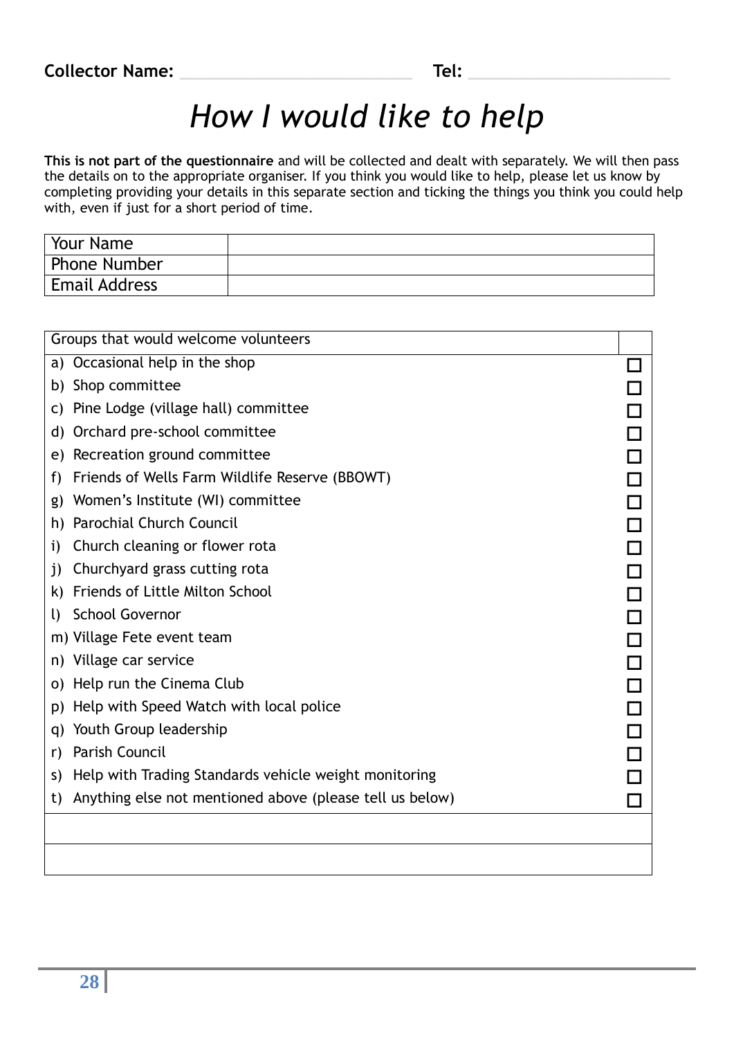**Collector Name:** ____________________ **Tel:** ____________________

# *How I would like to help*

**This is not part of the questionnaire** and will be collected and dealt with separately. We will then pass the details on to the appropriate organiser. If you think you would like to help, please let us know by completing providing your details in this separate section and ticking the things you think you could help with, even if just for a short period of time.

| Your Name | |
|---|---|
| Phone Number | |
| Email Address | |

| Groups that would welcome volunteers | |
|---|---|
| a) Occasional help in the shop | ☐ |
| b) Shop committee | ☐ |
| c) Pine Lodge (village hall) committee | ☐ |
| d) Orchard pre-school committee | ☐ |
| e) Recreation ground committee | ☐ |
| f) Friends of Wells Farm Wildlife Reserve (BBOWT) | ☐ |
| g) Women's Institute (WI) committee | ☐ |
| h) Parochial Church Council | ☐ |
| i) Church cleaning or flower rota | ☐ |
| j) Churchyard grass cutting rota | ☐ |
| k) Friends of Little Milton School | ☐ |
| l) School Governor | ☐ |
| m) Village Fete event team | ☐ |
| n) Village car service | ☐ |
| o) Help run the Cinema Club | ☐ |
| p) Help with Speed Watch with local police | ☐ |
| q) Youth Group leadership | ☐ |
| r) Parish Council | ☐ |
| s) Help with Trading Standards vehicle weight monitoring | ☐ |
| t) Anything else not mentioned above (please tell us below) | ☐ |
| | |
| | |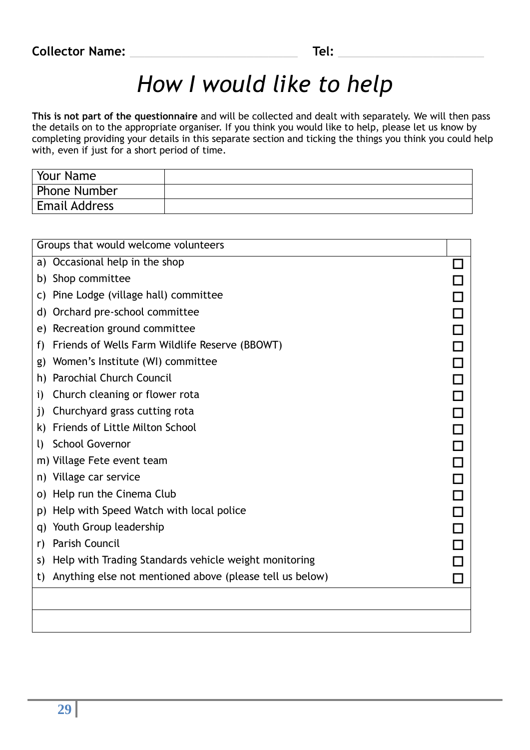**Collector Name:** ______________________ **Tel:** ____________________

# *How I would like to help*

**This is not part of the questionnaire** and will be collected and dealt with separately. We will then pass the details on to the appropriate organiser. If you think you would like to help, please let us know by completing providing your details in this separate section and ticking the things you think you could help with, even if just for a short period of time.

| Your Name | |
|---|---|
| Phone Number | |
| Email Address | |

| Groups that would welcome volunteers | |
|---|---|
| a) Occasional help in the shop | ☐ |
| b) Shop committee | ☐ |
| c) Pine Lodge (village hall) committee | ☐ |
| d) Orchard pre-school committee | ☐ |
| e) Recreation ground committee | ☐ |
| f) Friends of Wells Farm Wildlife Reserve (BBOWT) | ☐ |
| g) Women's Institute (WI) committee | ☐ |
| h) Parochial Church Council | ☐ |
| i) Church cleaning or flower rota | ☐ |
| j) Churchyard grass cutting rota | ☐ |
| k) Friends of Little Milton School | ☐ |
| l) School Governor | ☐ |
| m) Village Fete event team | ☐ |
| n) Village car service | ☐ |
| o) Help run the Cinema Club | ☐ |
| p) Help with Speed Watch with local police | ☐ |
| q) Youth Group leadership | ☐ |
| r) Parish Council | ☐ |
| s) Help with Trading Standards vehicle weight monitoring | ☐ |
| t) Anything else not mentioned above (please tell us below) | ☐ |
| | |
| | |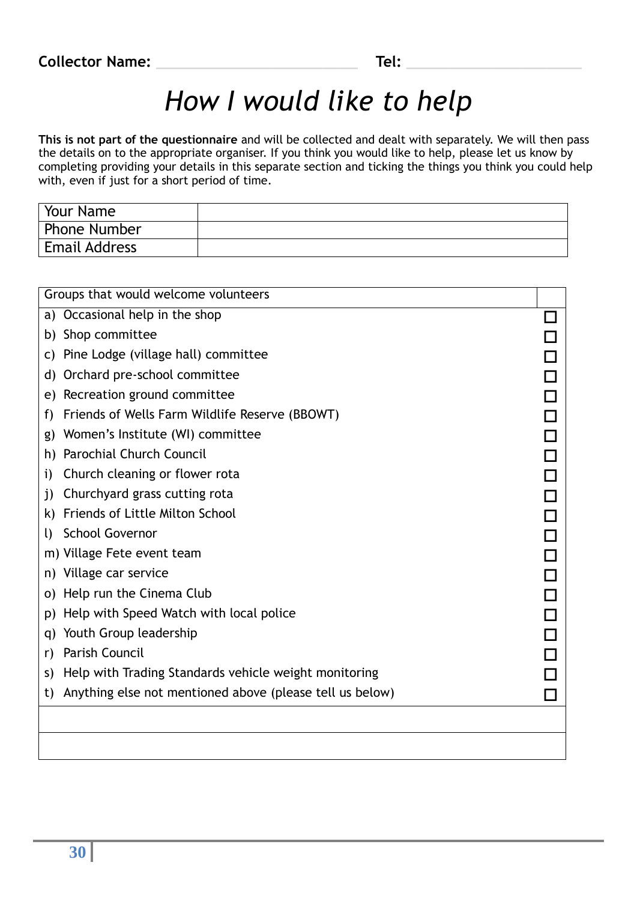**Collector Name:** ______________________ **Tel:** ____________________

# *How I would like to help*

**This is not part of the questionnaire** and will be collected and dealt with separately. We will then pass the details on to the appropriate organiser. If you think you would like to help, please let us know by completing providing your details in this separate section and ticking the things you think you could help with, even if just for a short period of time.

| Your Name | |
|---|---|
| Phone Number | |
| Email Address | |

| Groups that would welcome volunteers | |
|---|---|
| a) Occasional help in the shop | ☐ |
| b) Shop committee | ☐ |
| c) Pine Lodge (village hall) committee | ☐ |
| d) Orchard pre-school committee | ☐ |
| e) Recreation ground committee | ☐ |
| f) Friends of Wells Farm Wildlife Reserve (BBOWT) | ☐ |
| g) Women's Institute (WI) committee | ☐ |
| h) Parochial Church Council | ☐ |
| i) Church cleaning or flower rota | ☐ |
| j) Churchyard grass cutting rota | ☐ |
| k) Friends of Little Milton School | ☐ |
| l) School Governor | ☐ |
| m) Village Fete event team | ☐ |
| n) Village car service | ☐ |
| o) Help run the Cinema Club | ☐ |
| p) Help with Speed Watch with local police | ☐ |
| q) Youth Group leadership | ☐ |
| r) Parish Council | ☐ |
| s) Help with Trading Standards vehicle weight monitoring | ☐ |
| t) Anything else not mentioned above (please tell us below) | ☐ |
| | |
| | |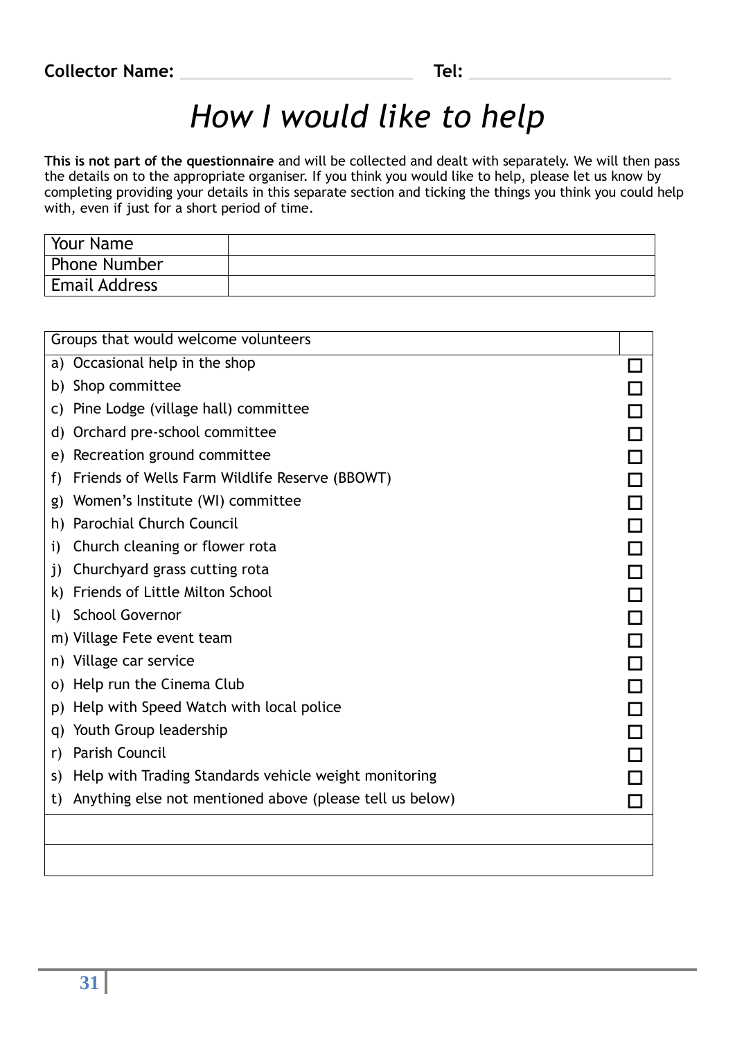**Collector Name:** ______________________ **Tel:** ____________________

# *How I would like to help*

**This is not part of the questionnaire** and will be collected and dealt with separately. We will then pass the details on to the appropriate organiser. If you think you would like to help, please let us know by completing providing your details in this separate section and ticking the things you think you could help with, even if just for a short period of time.

| | |
|---|---|
| Your Name | |
| Phone Number | |
| Email Address | |

| Groups that would welcome volunteers | |
|---|---|
| a) Occasional help in the shop | ☐ |
| b) Shop committee | ☐ |
| c) Pine Lodge (village hall) committee | ☐ |
| d) Orchard pre-school committee | ☐ |
| e) Recreation ground committee | ☐ |
| f) Friends of Wells Farm Wildlife Reserve (BBOWT) | ☐ |
| g) Women's Institute (WI) committee | ☐ |
| h) Parochial Church Council | ☐ |
| i) Church cleaning or flower rota | ☐ |
| j) Churchyard grass cutting rota | ☐ |
| k) Friends of Little Milton School | ☐ |
| l) School Governor | ☐ |
| m) Village Fete event team | ☐ |
| n) Village car service | ☐ |
| o) Help run the Cinema Club | ☐ |
| p) Help with Speed Watch with local police | ☐ |
| q) Youth Group leadership | ☐ |
| r) Parish Council | ☐ |
| s) Help with Trading Standards vehicle weight monitoring | ☐ |
| t) Anything else not mentioned above (please tell us below) | ☐ |
| | |
| | |